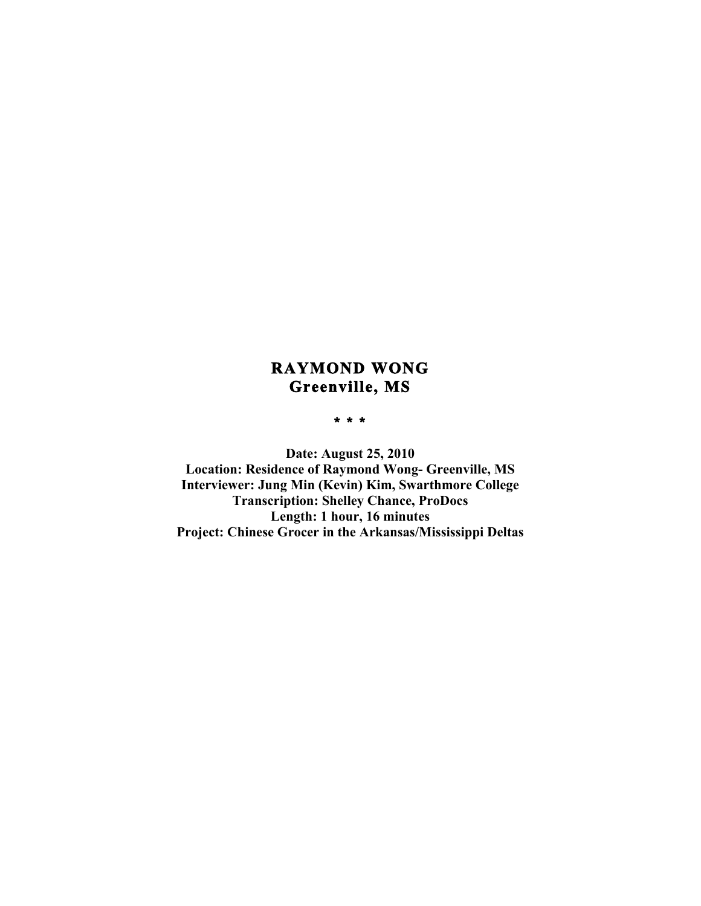# RAYMOND WONG
## Greenville, MS

\* \* \*

**Date: August 25, 2010**
**Location: Residence of Raymond Wong- Greenville, MS**
**Interviewer: Jung Min (Kevin) Kim, Swarthmore College**
**Transcription: Shelley Chance, ProDocs**
**Length: 1 hour, 16 minutes**
**Project: Chinese Grocer in the Arkansas/Mississippi Deltas**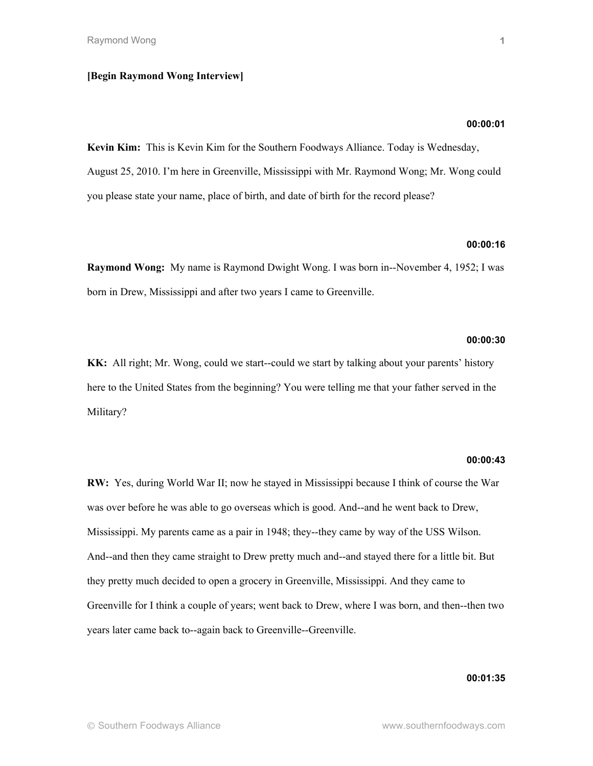**[Begin Raymond Wong Interview]**

**00:00:01**

**Kevin Kim:** This is Kevin Kim for the Southern Foodways Alliance. Today is Wednesday, August 25, 2010. I'm here in Greenville, Mississippi with Mr. Raymond Wong; Mr. Wong could you please state your name, place of birth, and date of birth for the record please?

**00:00:16**

**Raymond Wong:** My name is Raymond Dwight Wong. I was born in--November 4, 1952; I was born in Drew, Mississippi and after two years I came to Greenville.

**00:00:30**

**KK:** All right; Mr. Wong, could we start--could we start by talking about your parents' history here to the United States from the beginning? You were telling me that your father served in the Military?

**00:00:43**

**RW:** Yes, during World War II; now he stayed in Mississippi because I think of course the War was over before he was able to go overseas which is good. And--and he went back to Drew, Mississippi. My parents came as a pair in 1948; they--they came by way of the USS Wilson. And--and then they came straight to Drew pretty much and--and stayed there for a little bit. But they pretty much decided to open a grocery in Greenville, Mississippi. And they came to Greenville for I think a couple of years; went back to Drew, where I was born, and then--then two years later came back to--again back to Greenville--Greenville.

**00:01:35**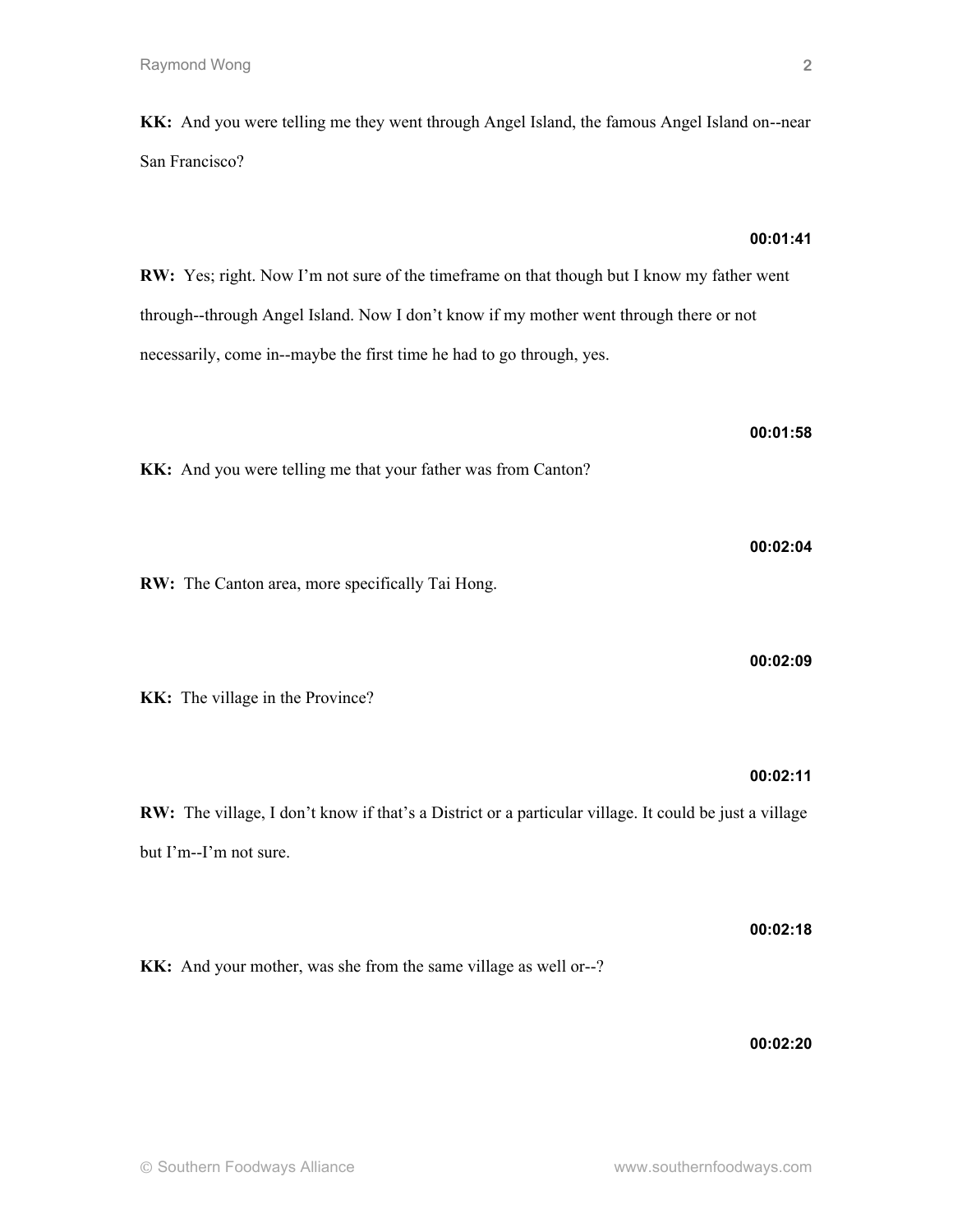**KK:** And you were telling me they went through Angel Island, the famous Angel Island on--near San Francisco?

**00:01:41**

**RW:** Yes; right. Now I'm not sure of the timeframe on that though but I know my father went through--through Angel Island. Now I don't know if my mother went through there or not necessarily, come in--maybe the first time he had to go through, yes.

**00:01:58**

**KK:** And you were telling me that your father was from Canton?

**00:02:04**

**RW:** The Canton area, more specifically Tai Hong.

**00:02:09**

**KK:** The village in the Province?

**00:02:11**

**RW:** The village, I don't know if that's a District or a particular village. It could be just a village but I'm--I'm not sure.

**00:02:18**

**KK:** And your mother, was she from the same village as well or--?

**00:02:20**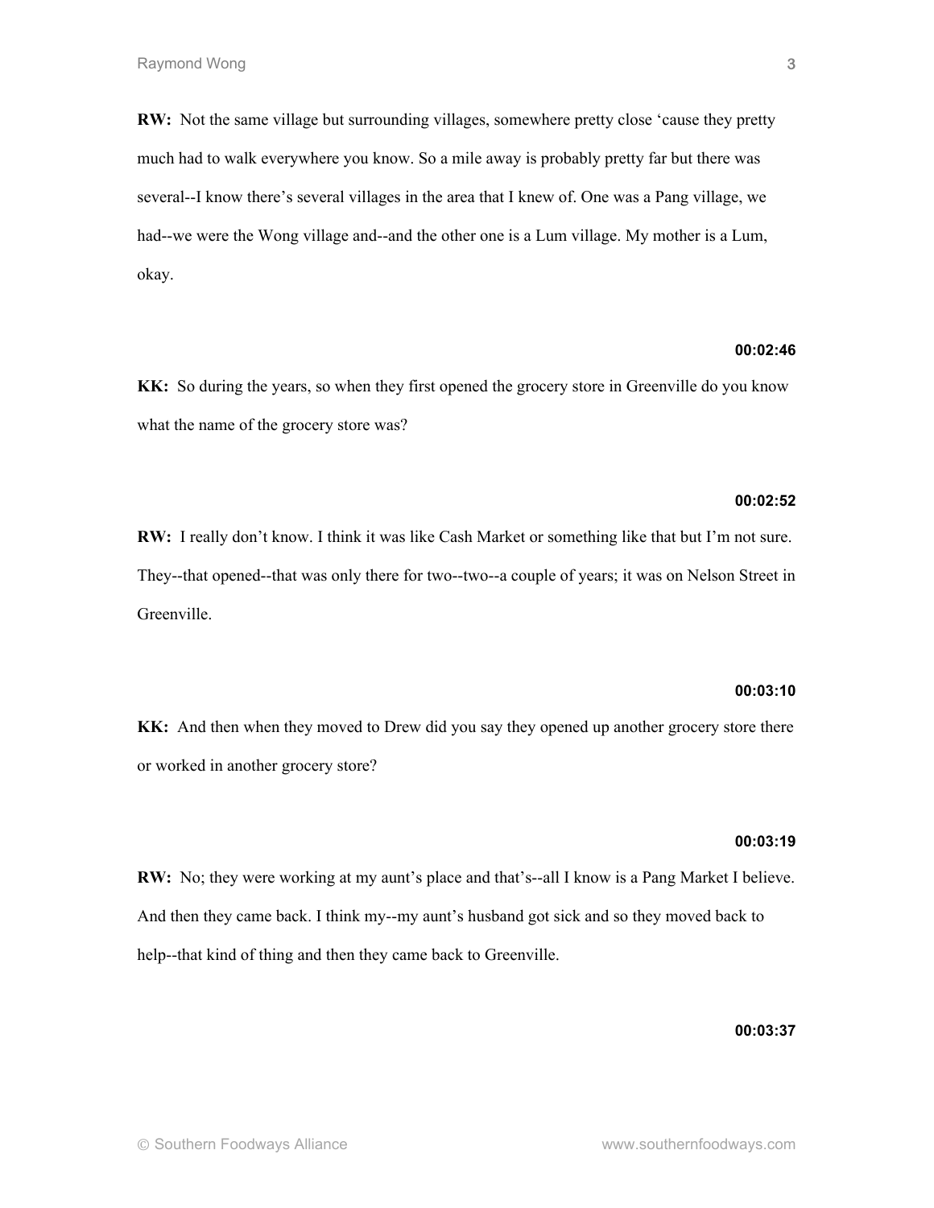**RW:** Not the same village but surrounding villages, somewhere pretty close 'cause they pretty much had to walk everywhere you know. So a mile away is probably pretty far but there was several--I know there's several villages in the area that I knew of. One was a Pang village, we had--we were the Wong village and--and the other one is a Lum village. My mother is a Lum, okay.

**00:02:46**

**KK:** So during the years, so when they first opened the grocery store in Greenville do you know what the name of the grocery store was?

**00:02:52**

**RW:** I really don't know. I think it was like Cash Market or something like that but I'm not sure. They--that opened--that was only there for two--two--a couple of years; it was on Nelson Street in Greenville.

**00:03:10**

**KK:** And then when they moved to Drew did you say they opened up another grocery store there or worked in another grocery store?

**00:03:19**

**RW:** No; they were working at my aunt's place and that's--all I know is a Pang Market I believe. And then they came back. I think my--my aunt's husband got sick and so they moved back to help--that kind of thing and then they came back to Greenville.

**00:03:37**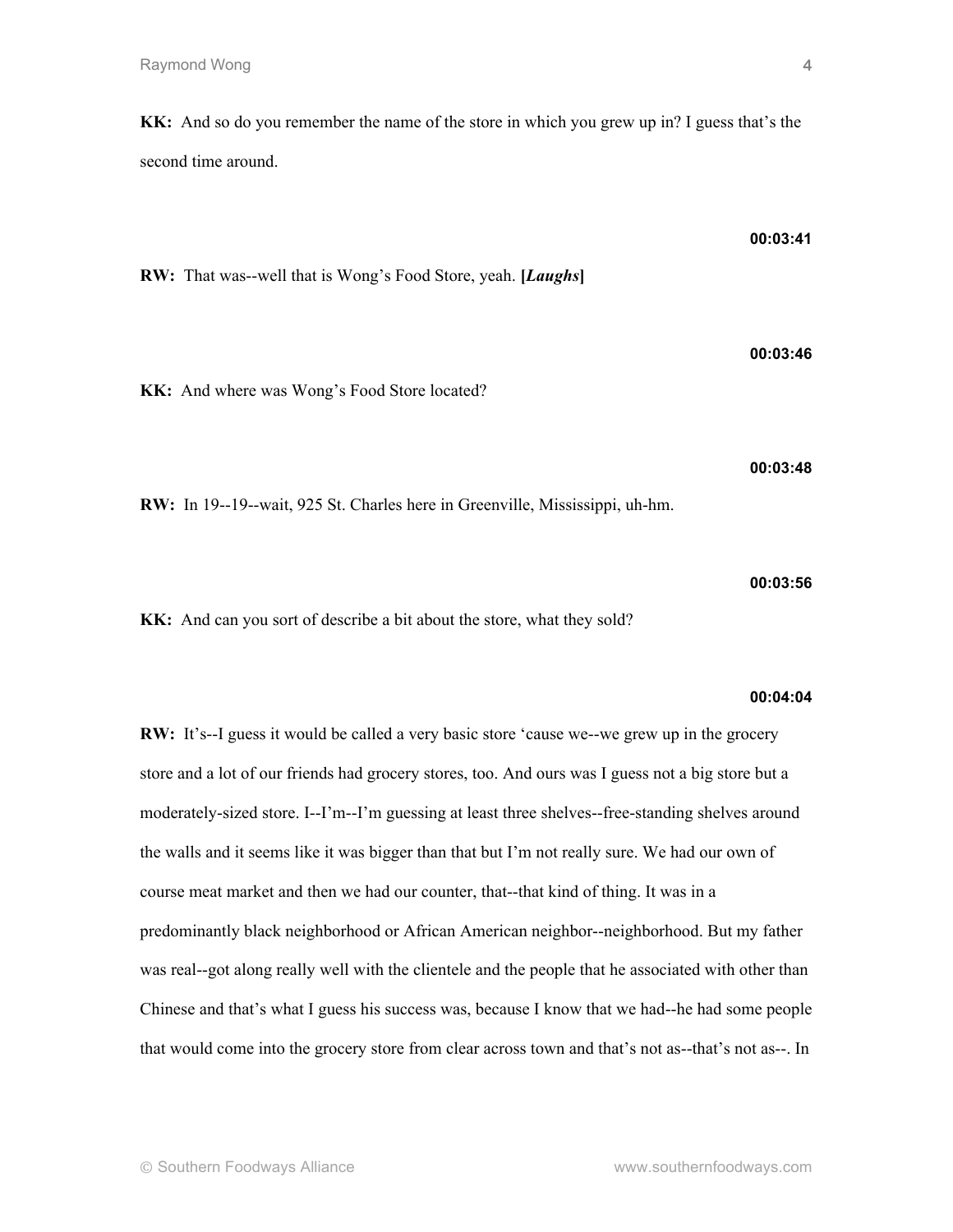**KK:** And so do you remember the name of the store in which you grew up in? I guess that's the second time around.

**00:03:41**

**RW:** That was--well that is Wong's Food Store, yeah. **[*Laughs*]**

**00:03:46**

**KK:** And where was Wong's Food Store located?

**00:03:48**

**RW:** In 19--19--wait, 925 St. Charles here in Greenville, Mississippi, uh-hm.

**00:03:56**

**KK:** And can you sort of describe a bit about the store, what they sold?

**00:04:04**

**RW:** It's--I guess it would be called a very basic store 'cause we--we grew up in the grocery store and a lot of our friends had grocery stores, too. And ours was I guess not a big store but a moderately-sized store. I--I'm--I'm guessing at least three shelves--free-standing shelves around the walls and it seems like it was bigger than that but I'm not really sure. We had our own of course meat market and then we had our counter, that--that kind of thing. It was in a predominantly black neighborhood or African American neighbor--neighborhood. But my father was real--got along really well with the clientele and the people that he associated with other than Chinese and that's what I guess his success was, because I know that we had--he had some people that would come into the grocery store from clear across town and that's not as--that's not as--. In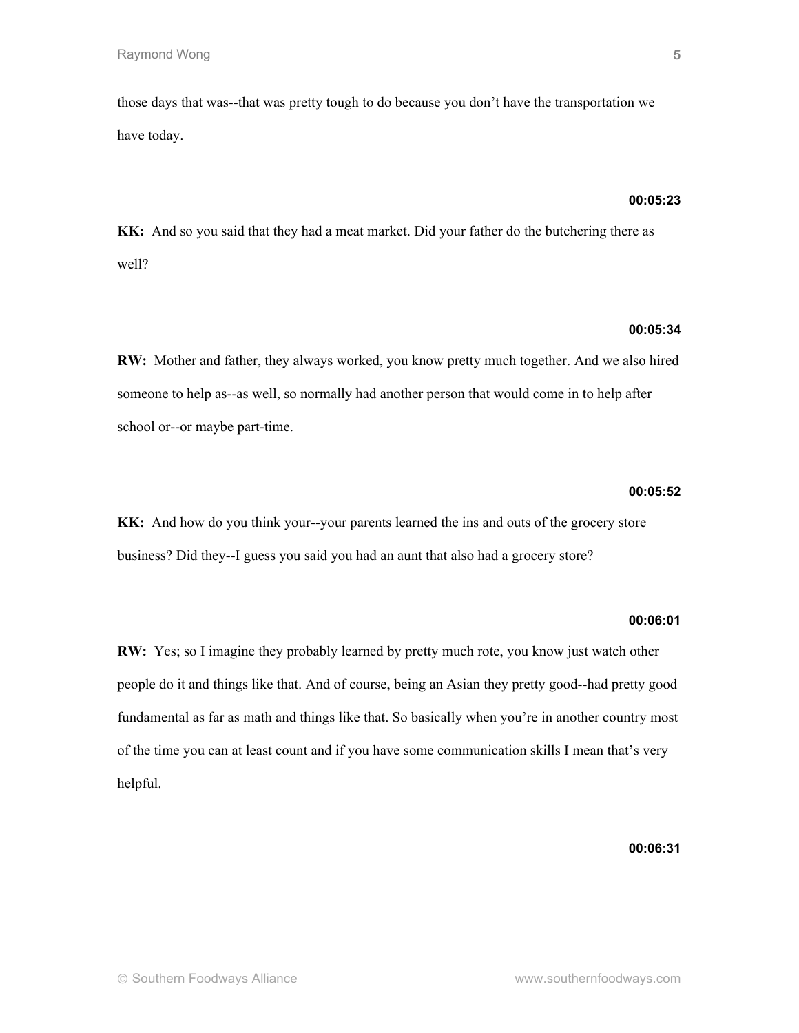those days that was--that was pretty tough to do because you don't have the transportation we have today.

**00:05:23**

**KK:** And so you said that they had a meat market. Did your father do the butchering there as well?

**00:05:34**

**RW:** Mother and father, they always worked, you know pretty much together. And we also hired someone to help as--as well, so normally had another person that would come in to help after school or--or maybe part-time.

**00:05:52**

**KK:** And how do you think your--your parents learned the ins and outs of the grocery store business? Did they--I guess you said you had an aunt that also had a grocery store?

**00:06:01**

**RW:** Yes; so I imagine they probably learned by pretty much rote, you know just watch other people do it and things like that. And of course, being an Asian they pretty good--had pretty good fundamental as far as math and things like that. So basically when you're in another country most of the time you can at least count and if you have some communication skills I mean that's very helpful.

**00:06:31**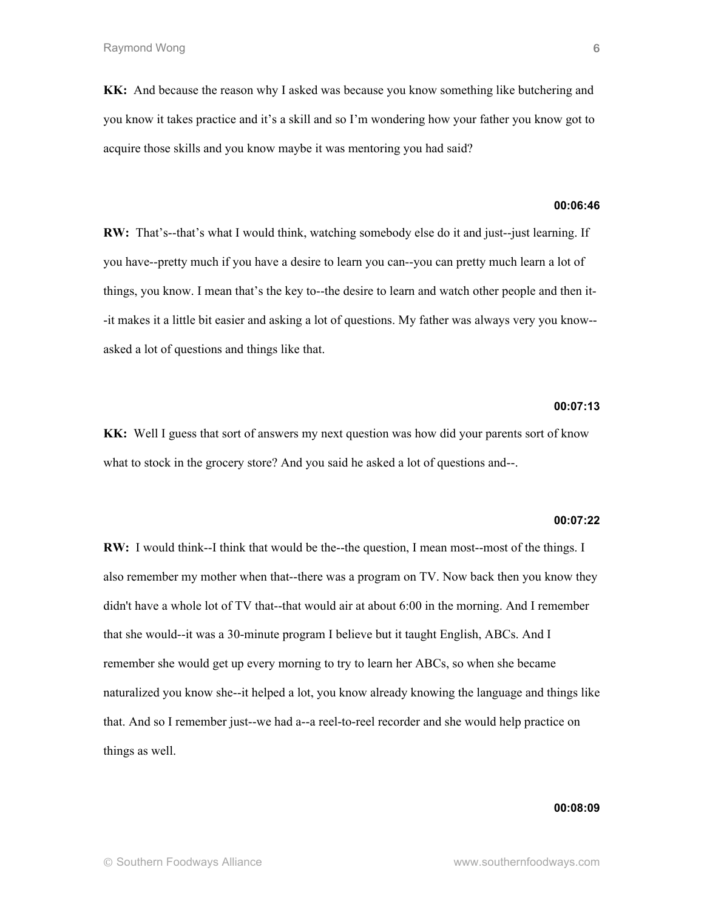**KK:** And because the reason why I asked was because you know something like butchering and you know it takes practice and it's a skill and so I'm wondering how your father you know got to acquire those skills and you know maybe it was mentoring you had said?

**00:06:46**

**RW:** That's--that's what I would think, watching somebody else do it and just--just learning. If you have--pretty much if you have a desire to learn you can--you can pretty much learn a lot of things, you know. I mean that's the key to--the desire to learn and watch other people and then it--it makes it a little bit easier and asking a lot of questions. My father was always very you know--asked a lot of questions and things like that.

**00:07:13**

**KK:** Well I guess that sort of answers my next question was how did your parents sort of know what to stock in the grocery store? And you said he asked a lot of questions and--.

**00:07:22**

**RW:** I would think--I think that would be the--the question, I mean most--most of the things. I also remember my mother when that--there was a program on TV. Now back then you know they didn't have a whole lot of TV that--that would air at about 6:00 in the morning. And I remember that she would--it was a 30-minute program I believe but it taught English, ABCs. And I remember she would get up every morning to try to learn her ABCs, so when she became naturalized you know she--it helped a lot, you know already knowing the language and things like that. And so I remember just--we had a--a reel-to-reel recorder and she would help practice on things as well.

**00:08:09**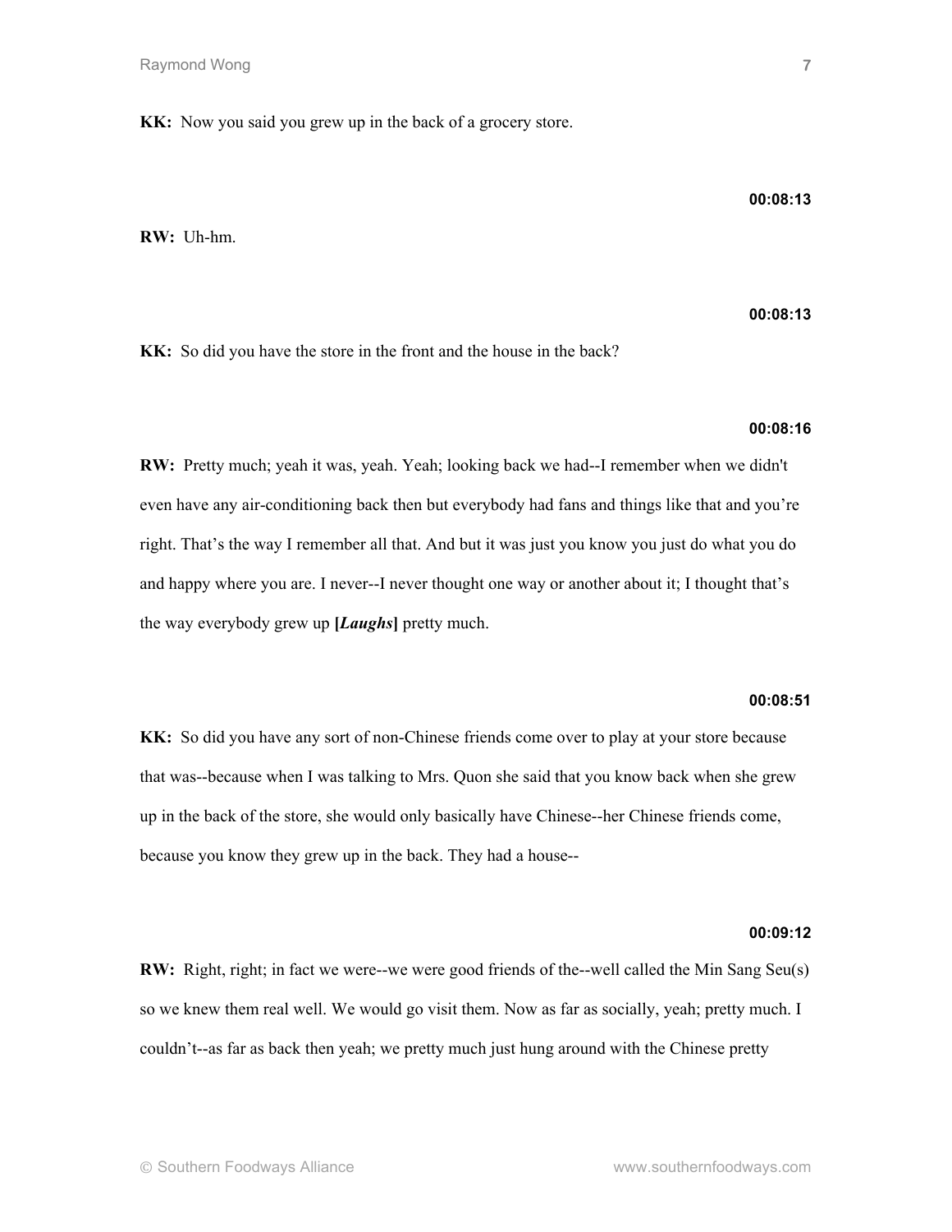**KK:** Now you said you grew up in the back of a grocery store.

**00:08:13**

**RW:** Uh-hm.

**00:08:13**

**KK:** So did you have the store in the front and the house in the back?

**00:08:16**

**RW:** Pretty much; yeah it was, yeah. Yeah; looking back we had--I remember when we didn't even have any air-conditioning back then but everybody had fans and things like that and you're right. That's the way I remember all that. And but it was just you know you just do what you do and happy where you are. I never--I never thought one way or another about it; I thought that's the way everybody grew up **[*Laughs*]** pretty much.

**00:08:51**

**KK:** So did you have any sort of non-Chinese friends come over to play at your store because that was--because when I was talking to Mrs. Quon she said that you know back when she grew up in the back of the store, she would only basically have Chinese--her Chinese friends come, because you know they grew up in the back. They had a house--

**00:09:12**

**RW:** Right, right; in fact we were--we were good friends of the--well called the Min Sang Seu(s) so we knew them real well. We would go visit them. Now as far as socially, yeah; pretty much. I couldn't--as far as back then yeah; we pretty much just hung around with the Chinese pretty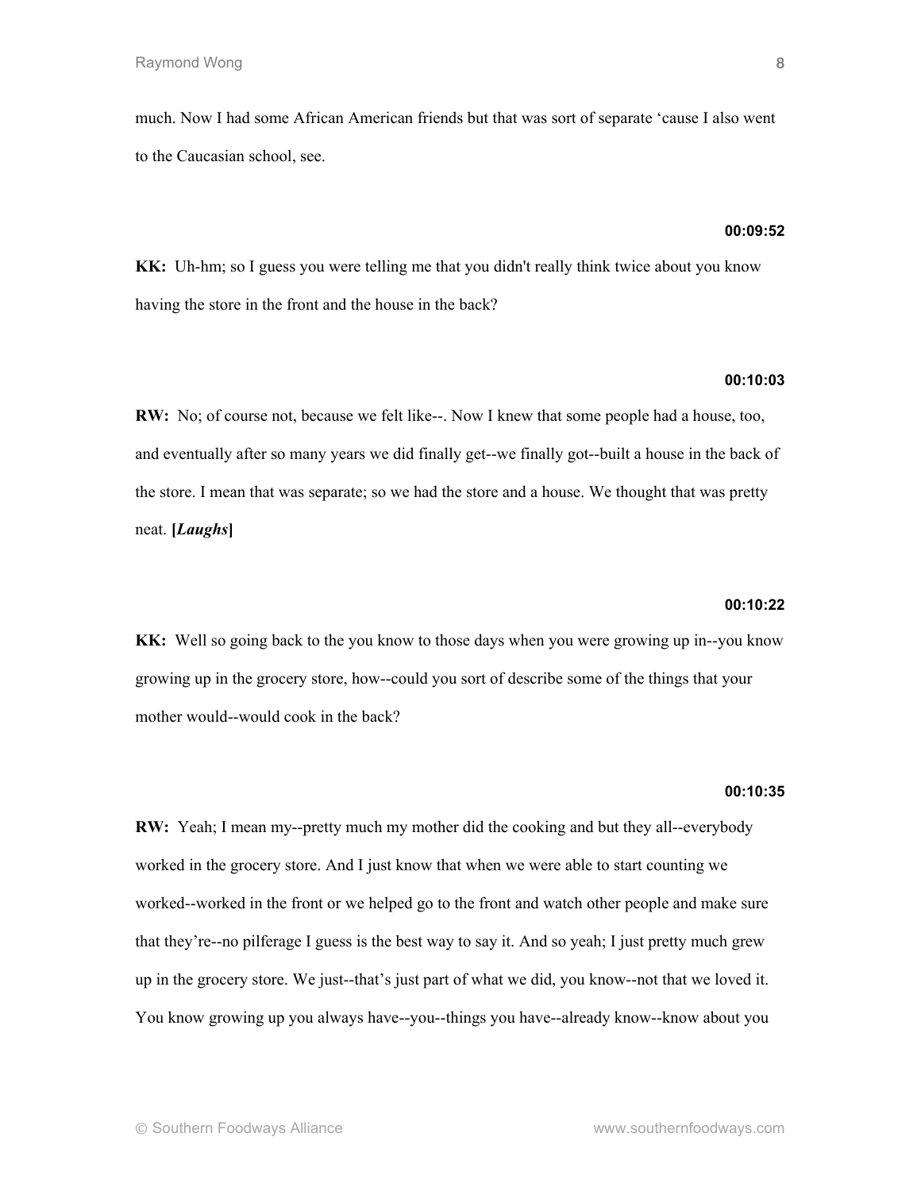much. Now I had some African American friends but that was sort of separate 'cause I also went to the Caucasian school, see.

**00:09:52**

**KK:** Uh-hm; so I guess you were telling me that you didn't really think twice about you know having the store in the front and the house in the back?

**00:10:03**

**RW:** No; of course not, because we felt like--. Now I knew that some people had a house, too, and eventually after so many years we did finally get--we finally got--built a house in the back of the store. I mean that was separate; so we had the store and a house. We thought that was pretty neat. **[*Laughs*]**

**00:10:22**

**KK:** Well so going back to the you know to those days when you were growing up in--you know growing up in the grocery store, how--could you sort of describe some of the things that your mother would--would cook in the back?

**00:10:35**

**RW:** Yeah; I mean my--pretty much my mother did the cooking and but they all--everybody worked in the grocery store. And I just know that when we were able to start counting we worked--worked in the front or we helped go to the front and watch other people and make sure that they're--no pilferage I guess is the best way to say it. And so yeah; I just pretty much grew up in the grocery store. We just--that's just part of what we did, you know--not that we loved it. You know growing up you always have--you--things you have--already know--know about you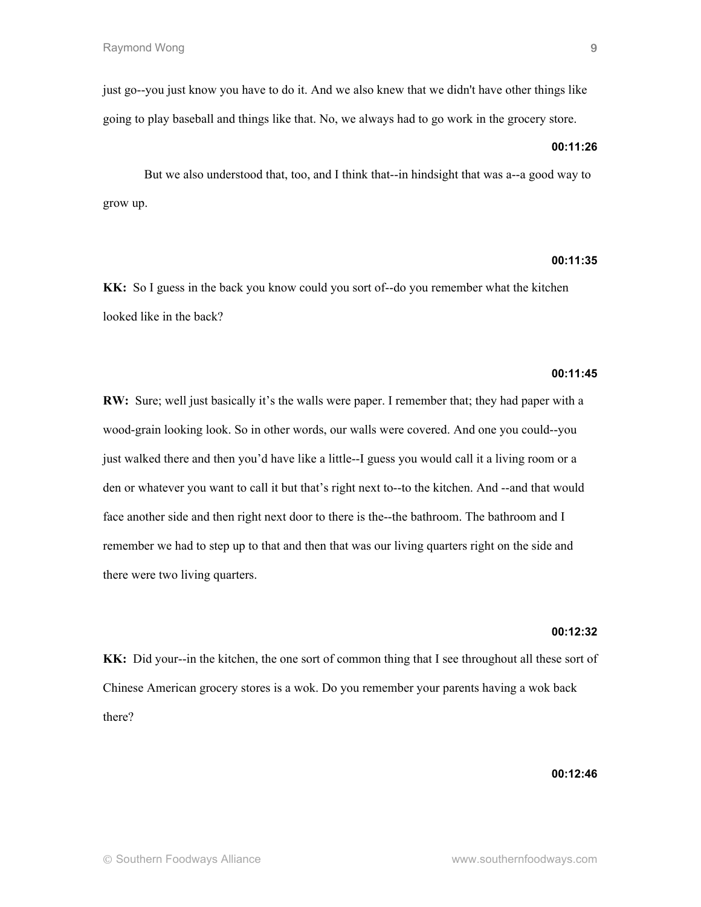just go--you just know you have to do it. And we also knew that we didn't have other things like going to play baseball and things like that. No, we always had to go work in the grocery store.

**00:11:26**

But we also understood that, too, and I think that--in hindsight that was a--a good way to grow up.

**00:11:35**

**KK:** So I guess in the back you know could you sort of--do you remember what the kitchen looked like in the back?

**00:11:45**

**RW:** Sure; well just basically it's the walls were paper. I remember that; they had paper with a wood-grain looking look. So in other words, our walls were covered. And one you could--you just walked there and then you'd have like a little--I guess you would call it a living room or a den or whatever you want to call it but that's right next to--to the kitchen. And --and that would face another side and then right next door to there is the--the bathroom. The bathroom and I remember we had to step up to that and then that was our living quarters right on the side and there were two living quarters.

**00:12:32**

**KK:** Did your--in the kitchen, the one sort of common thing that I see throughout all these sort of Chinese American grocery stores is a wok. Do you remember your parents having a wok back there?

**00:12:46**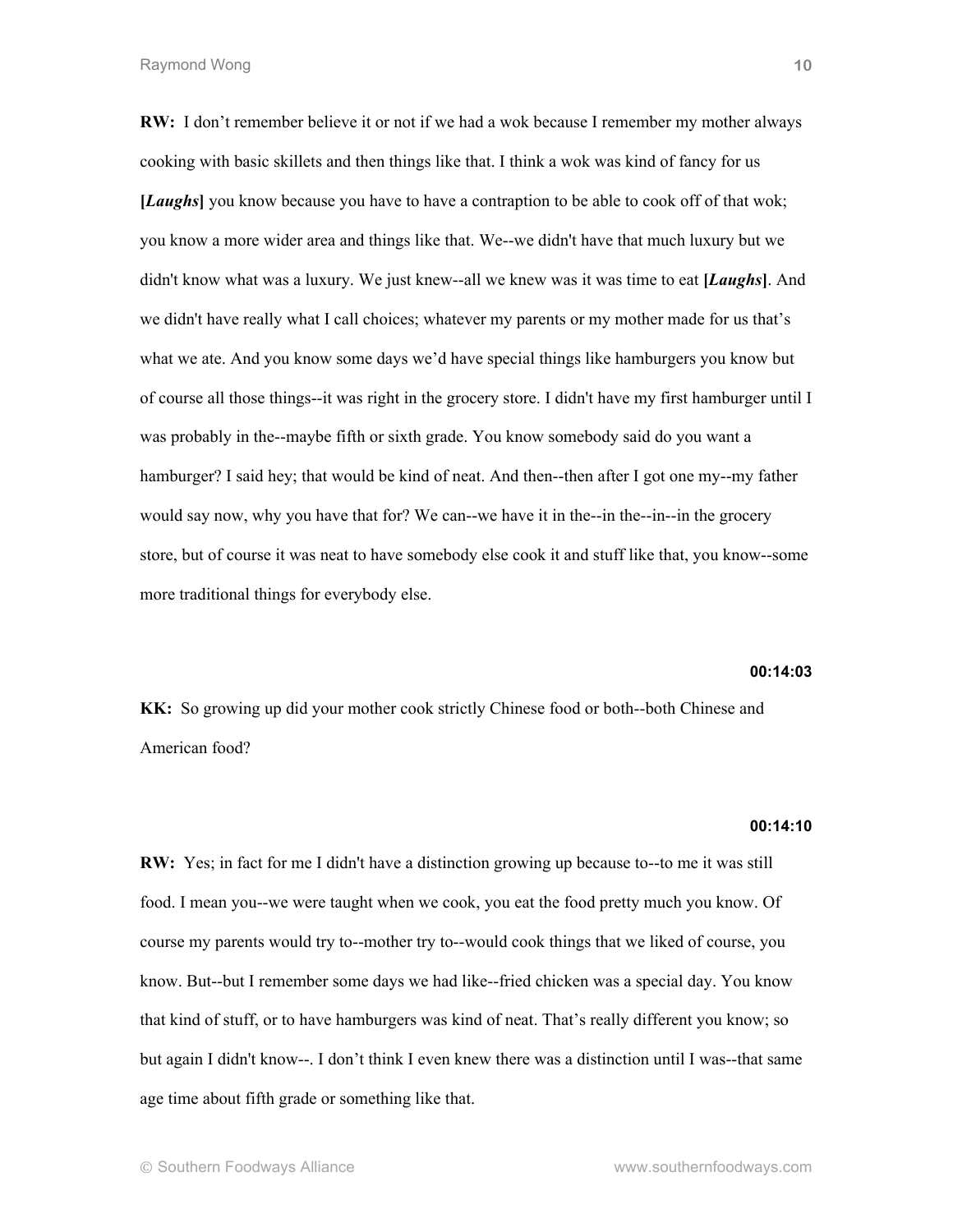**RW:** I don't remember believe it or not if we had a wok because I remember my mother always cooking with basic skillets and then things like that. I think a wok was kind of fancy for us **[*Laughs*]** you know because you have to have a contraption to be able to cook off of that wok; you know a more wider area and things like that. We--we didn't have that much luxury but we didn't know what was a luxury. We just knew--all we knew was it was time to eat **[*Laughs*]**. And we didn't have really what I call choices; whatever my parents or my mother made for us that's what we ate. And you know some days we'd have special things like hamburgers you know but of course all those things--it was right in the grocery store. I didn't have my first hamburger until I was probably in the--maybe fifth or sixth grade. You know somebody said do you want a hamburger? I said hey; that would be kind of neat. And then--then after I got one my--my father would say now, why you have that for? We can--we have it in the--in the--in--in the grocery store, but of course it was neat to have somebody else cook it and stuff like that, you know--some more traditional things for everybody else.

**00:14:03**

**KK:** So growing up did your mother cook strictly Chinese food or both--both Chinese and American food?

**00:14:10**

**RW:** Yes; in fact for me I didn't have a distinction growing up because to--to me it was still food. I mean you--we were taught when we cook, you eat the food pretty much you know. Of course my parents would try to--mother try to--would cook things that we liked of course, you know. But--but I remember some days we had like--fried chicken was a special day. You know that kind of stuff, or to have hamburgers was kind of neat. That's really different you know; so but again I didn't know--. I don't think I even knew there was a distinction until I was--that same age time about fifth grade or something like that.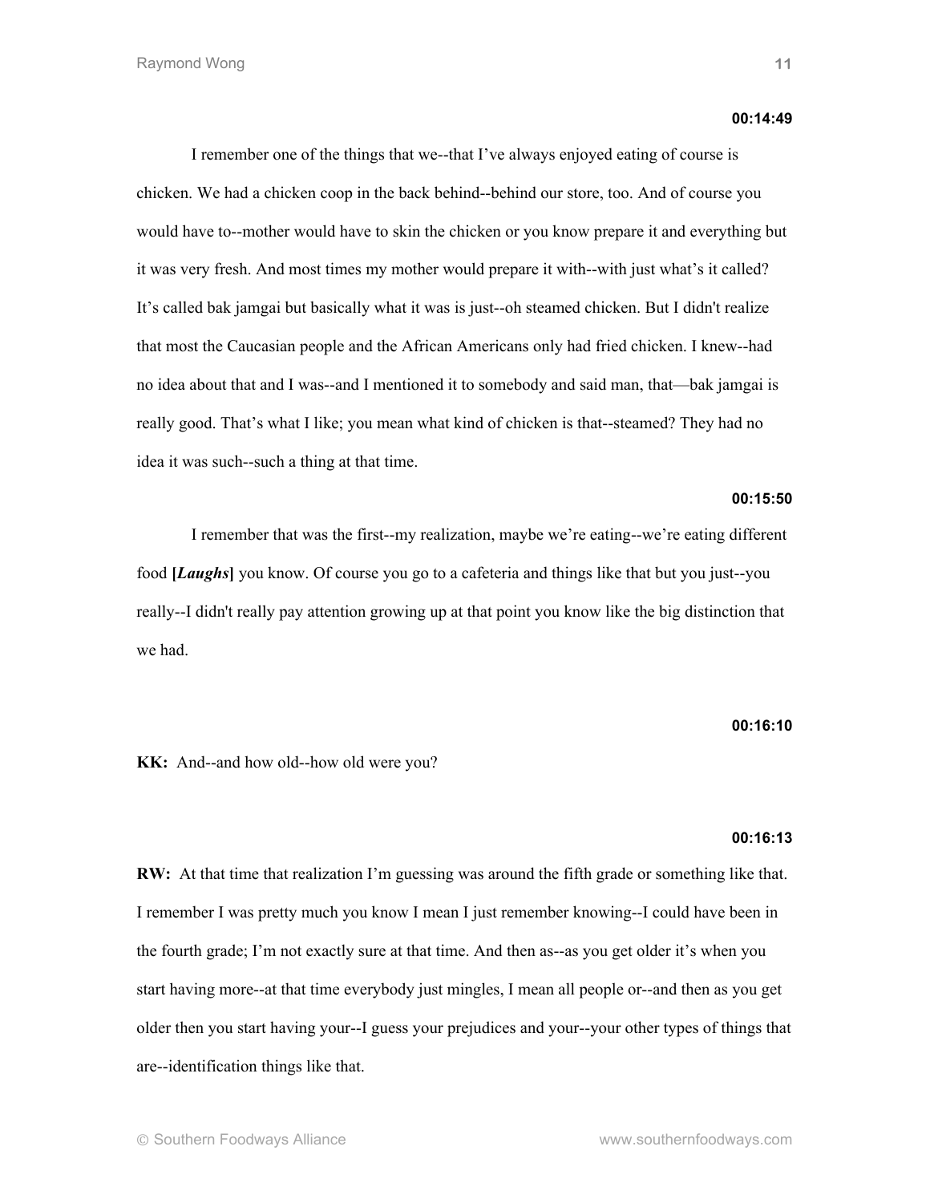**00:14:49**

I remember one of the things that we--that I've always enjoyed eating of course is chicken. We had a chicken coop in the back behind--behind our store, too. And of course you would have to--mother would have to skin the chicken or you know prepare it and everything but it was very fresh. And most times my mother would prepare it with--with just what's it called? It's called bak jamgai but basically what it was is just--oh steamed chicken. But I didn't realize that most the Caucasian people and the African Americans only had fried chicken. I knew--had no idea about that and I was--and I mentioned it to somebody and said man, that—bak jamgai is really good. That's what I like; you mean what kind of chicken is that--steamed? They had no idea it was such--such a thing at that time.

**00:15:50**

I remember that was the first--my realization, maybe we're eating--we're eating different food **[*Laughs*]** you know. Of course you go to a cafeteria and things like that but you just--you really--I didn't really pay attention growing up at that point you know like the big distinction that we had.

**00:16:10**

**KK:** And--and how old--how old were you?

**00:16:13**

**RW:** At that time that realization I'm guessing was around the fifth grade or something like that. I remember I was pretty much you know I mean I just remember knowing--I could have been in the fourth grade; I'm not exactly sure at that time. And then as--as you get older it's when you start having more--at that time everybody just mingles, I mean all people or--and then as you get older then you start having your--I guess your prejudices and your--your other types of things that are--identification things like that.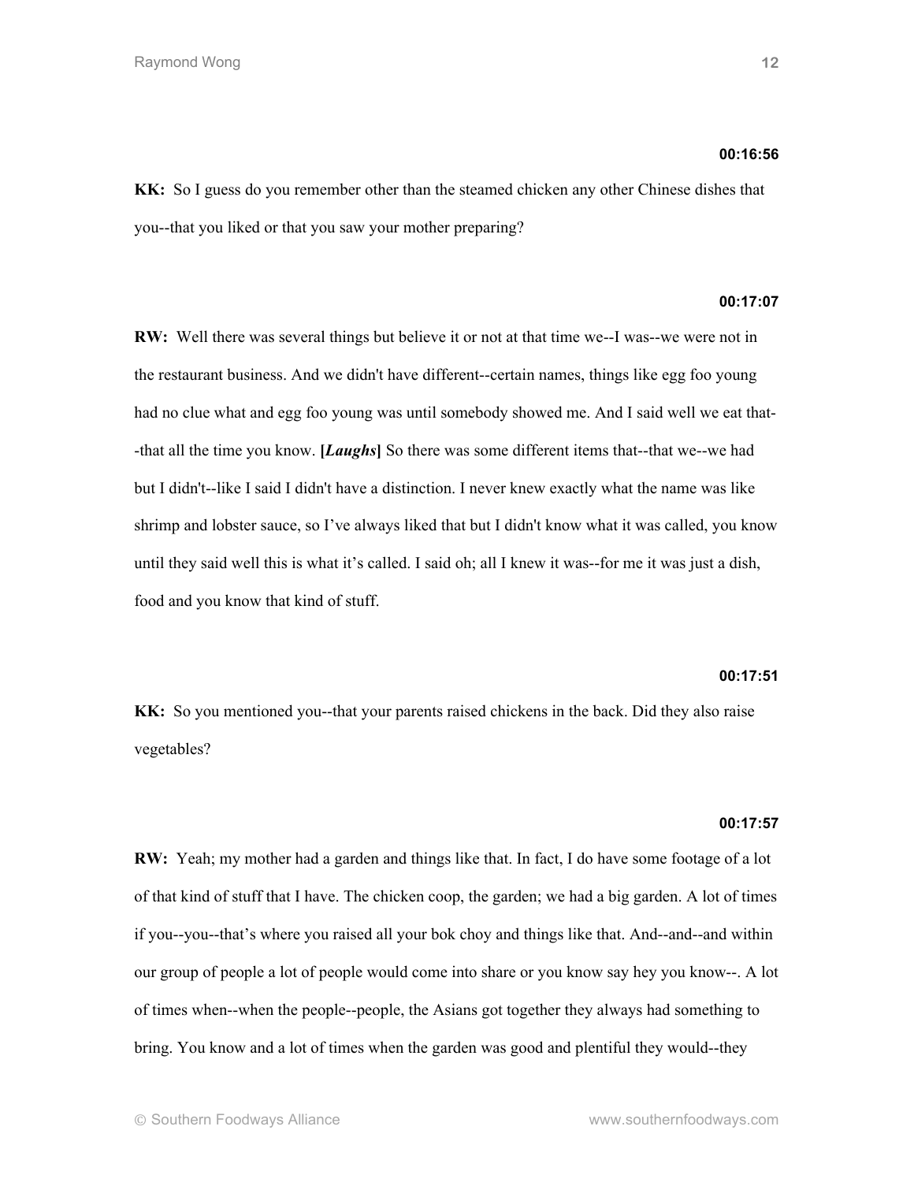**00:16:56**

**KK:** So I guess do you remember other than the steamed chicken any other Chinese dishes that you--that you liked or that you saw your mother preparing?

**00:17:07**

**RW:** Well there was several things but believe it or not at that time we--I was--we were not in the restaurant business. And we didn't have different--certain names, things like egg foo young had no clue what and egg foo young was until somebody showed me. And I said well we eat that--that all the time you know. **[*Laughs*]** So there was some different items that--that we--we had but I didn't--like I said I didn't have a distinction. I never knew exactly what the name was like shrimp and lobster sauce, so I've always liked that but I didn't know what it was called, you know until they said well this is what it's called. I said oh; all I knew it was--for me it was just a dish, food and you know that kind of stuff.

**00:17:51**

**KK:** So you mentioned you--that your parents raised chickens in the back. Did they also raise vegetables?

**00:17:57**

**RW:** Yeah; my mother had a garden and things like that. In fact, I do have some footage of a lot of that kind of stuff that I have. The chicken coop, the garden; we had a big garden. A lot of times if you--you--that's where you raised all your bok choy and things like that. And--and--and within our group of people a lot of people would come into share or you know say hey you know--. A lot of times when--when the people--people, the Asians got together they always had something to bring. You know and a lot of times when the garden was good and plentiful they would--they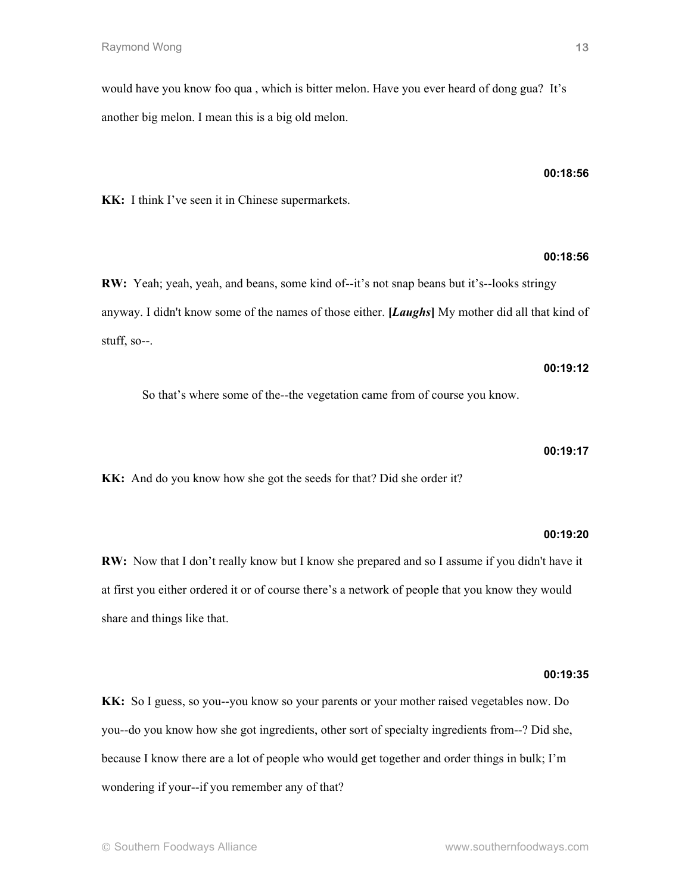would have you know foo qua , which is bitter melon. Have you ever heard of dong gua? It's another big melon. I mean this is a big old melon.

**00:18:56**

**KK:** I think I've seen it in Chinese supermarkets.

**00:18:56**

**RW:** Yeah; yeah, yeah, and beans, some kind of--it's not snap beans but it's--looks stringy anyway. I didn't know some of the names of those either. **[*Laughs*]** My mother did all that kind of stuff, so--.

**00:19:12**

So that's where some of the--the vegetation came from of course you know.

**00:19:17**

**KK:** And do you know how she got the seeds for that? Did she order it?

**00:19:20**

**RW:** Now that I don't really know but I know she prepared and so I assume if you didn't have it at first you either ordered it or of course there's a network of people that you know they would share and things like that.

**00:19:35**

**KK:** So I guess, so you--you know so your parents or your mother raised vegetables now. Do you--do you know how she got ingredients, other sort of specialty ingredients from--? Did she, because I know there are a lot of people who would get together and order things in bulk; I'm wondering if your--if you remember any of that?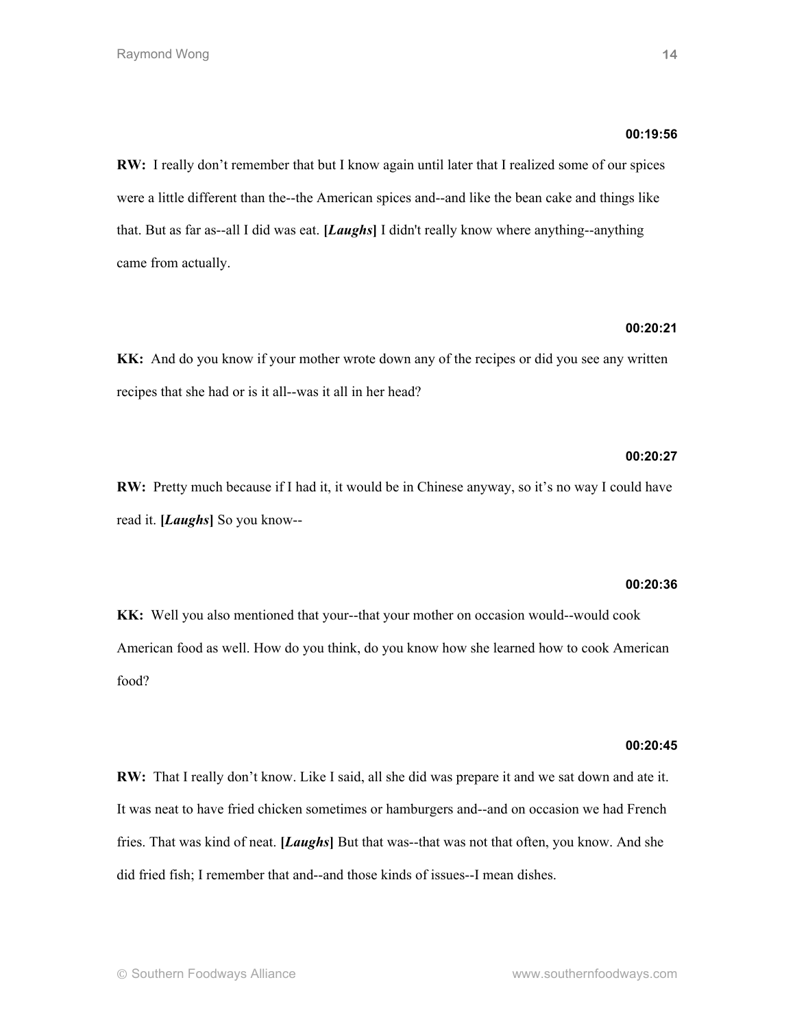**00:19:56**

**RW:** I really don't remember that but I know again until later that I realized some of our spices were a little different than the--the American spices and--and like the bean cake and things like that. But as far as--all I did was eat. **[*Laughs*]** I didn't really know where anything--anything came from actually.

**00:20:21**

**KK:** And do you know if your mother wrote down any of the recipes or did you see any written recipes that she had or is it all--was it all in her head?

**00:20:27**

**RW:** Pretty much because if I had it, it would be in Chinese anyway, so it's no way I could have read it. **[*Laughs*]** So you know--

**00:20:36**

**KK:** Well you also mentioned that your--that your mother on occasion would--would cook American food as well. How do you think, do you know how she learned how to cook American food?

**00:20:45**

**RW:** That I really don't know. Like I said, all she did was prepare it and we sat down and ate it. It was neat to have fried chicken sometimes or hamburgers and--and on occasion we had French fries. That was kind of neat. **[*Laughs*]** But that was--that was not that often, you know. And she did fried fish; I remember that and--and those kinds of issues--I mean dishes.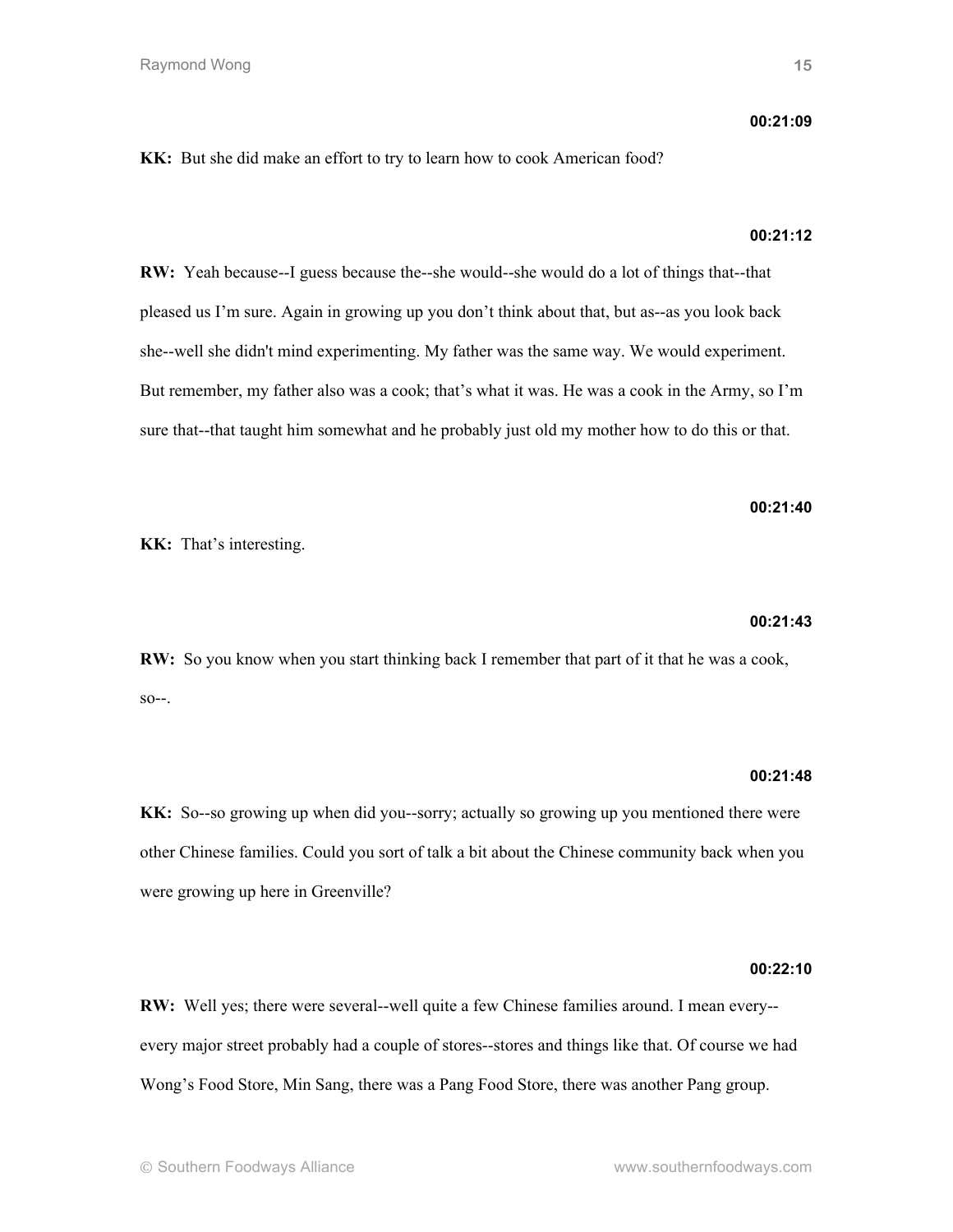**00:21:09**

**KK:** But she did make an effort to try to learn how to cook American food?

**00:21:12**

**RW:** Yeah because--I guess because the--she would--she would do a lot of things that--that pleased us I'm sure. Again in growing up you don't think about that, but as--as you look back she--well she didn't mind experimenting. My father was the same way. We would experiment. But remember, my father also was a cook; that's what it was. He was a cook in the Army, so I'm sure that--that taught him somewhat and he probably just old my mother how to do this or that.

**00:21:40**

**KK:** That's interesting.

**00:21:43**

**RW:** So you know when you start thinking back I remember that part of it that he was a cook, so--.

**00:21:48**

**KK:** So--so growing up when did you--sorry; actually so growing up you mentioned there were other Chinese families. Could you sort of talk a bit about the Chinese community back when you were growing up here in Greenville?

**00:22:10**

**RW:** Well yes; there were several--well quite a few Chinese families around. I mean every--every major street probably had a couple of stores--stores and things like that. Of course we had Wong's Food Store, Min Sang, there was a Pang Food Store, there was another Pang group.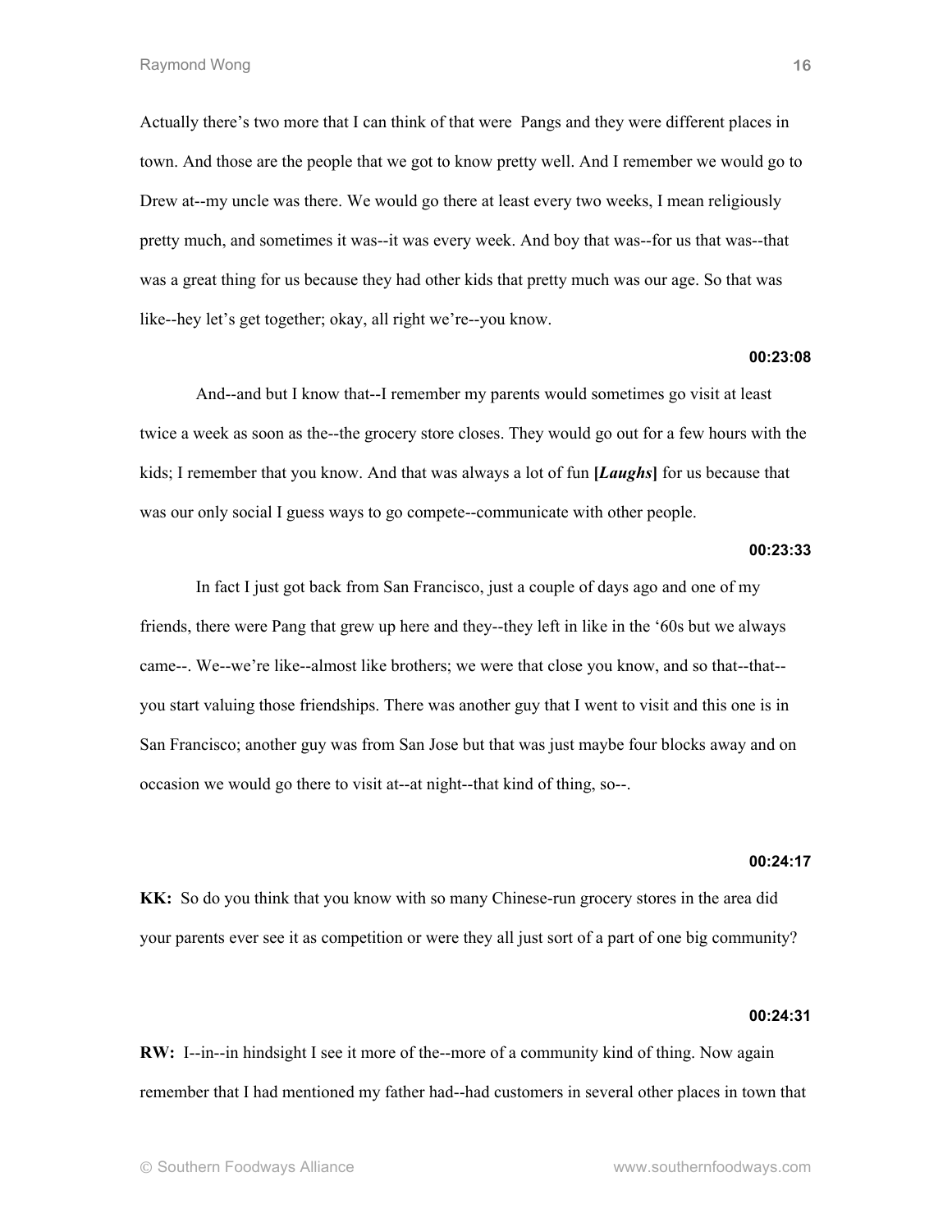Actually there's two more that I can think of that were  Pangs and they were different places in town. And those are the people that we got to know pretty well. And I remember we would go to Drew at--my uncle was there. We would go there at least every two weeks, I mean religiously pretty much, and sometimes it was--it was every week. And boy that was--for us that was--that was a great thing for us because they had other kids that pretty much was our age. So that was like--hey let's get together; okay, all right we're--you know.

**00:23:08**

And--and but I know that--I remember my parents would sometimes go visit at least twice a week as soon as the--the grocery store closes. They would go out for a few hours with the kids; I remember that you know. And that was always a lot of fun **[*Laughs*]** for us because that was our only social I guess ways to go compete--communicate with other people.

**00:23:33**

In fact I just got back from San Francisco, just a couple of days ago and one of my friends, there were Pang that grew up here and they--they left in like in the '60s but we always came--. We--we're like--almost like brothers; we were that close you know, and so that--that--you start valuing those friendships. There was another guy that I went to visit and this one is in San Francisco; another guy was from San Jose but that was just maybe four blocks away and on occasion we would go there to visit at--at night--that kind of thing, so--.

**00:24:17**

**KK:** So do you think that you know with so many Chinese-run grocery stores in the area did your parents ever see it as competition or were they all just sort of a part of one big community?

**00:24:31**

**RW:** I--in--in hindsight I see it more of the--more of a community kind of thing. Now again remember that I had mentioned my father had--had customers in several other places in town that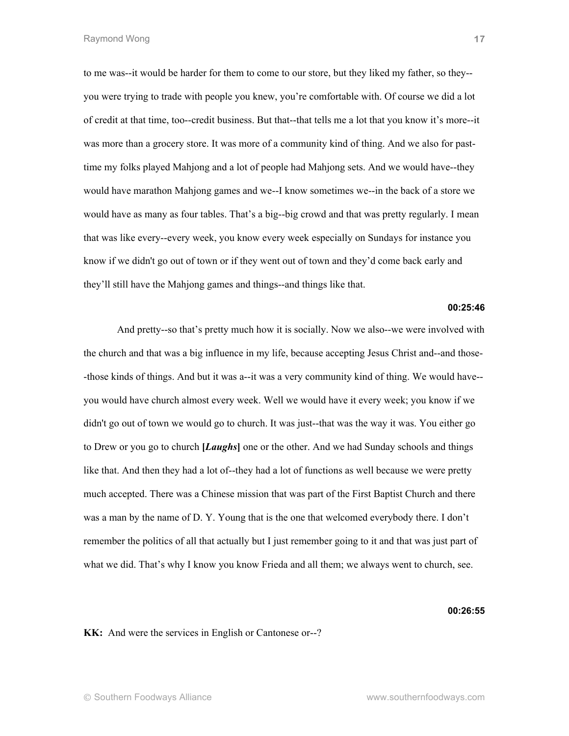to me was--it would be harder for them to come to our store, but they liked my father, so they--you were trying to trade with people you knew, you're comfortable with. Of course we did a lot of credit at that time, too--credit business. But that--that tells me a lot that you know it's more--it was more than a grocery store. It was more of a community kind of thing. And we also for past-time my folks played Mahjong and a lot of people had Mahjong sets. And we would have--they would have marathon Mahjong games and we--I know sometimes we--in the back of a store we would have as many as four tables. That's a big--big crowd and that was pretty regularly. I mean that was like every--every week, you know every week especially on Sundays for instance you know if we didn't go out of town or if they went out of town and they'd come back early and they'll still have the Mahjong games and things--and things like that.

**00:25:46**

And pretty--so that's pretty much how it is socially. Now we also--we were involved with the church and that was a big influence in my life, because accepting Jesus Christ and--and those--those kinds of things. And but it was a--it was a very community kind of thing. We would have--you would have church almost every week. Well we would have it every week; you know if we didn't go out of town we would go to church. It was just--that was the way it was. You either go to Drew or you go to church **[*Laughs*]** one or the other. And we had Sunday schools and things like that. And then they had a lot of--they had a lot of functions as well because we were pretty much accepted. There was a Chinese mission that was part of the First Baptist Church and there was a man by the name of D. Y. Young that is the one that welcomed everybody there. I don't remember the politics of all that actually but I just remember going to it and that was just part of what we did. That's why I know you know Frieda and all them; we always went to church, see.

**00:26:55**

**KK:** And were the services in English or Cantonese or--?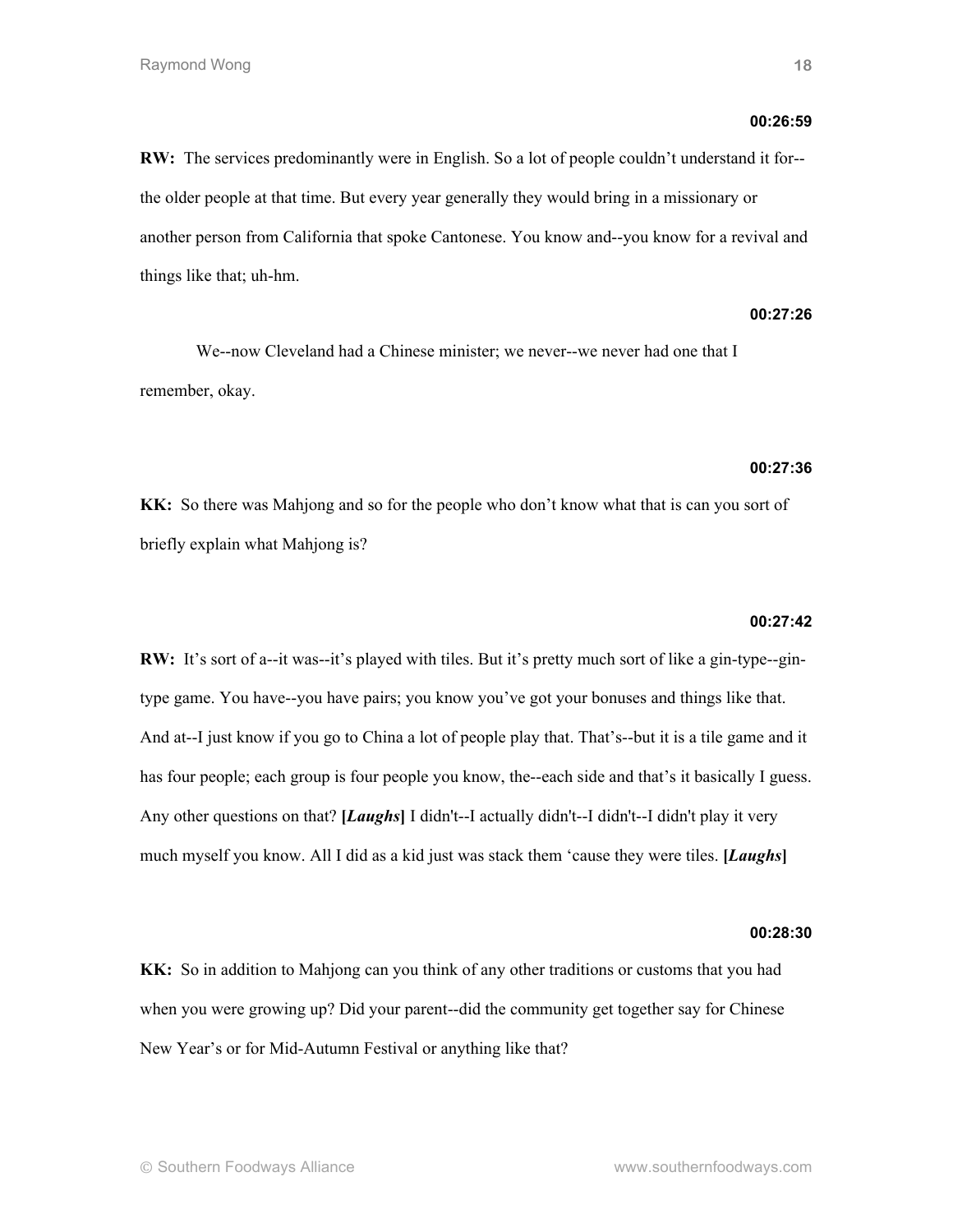**00:26:59**

**RW:** The services predominantly were in English. So a lot of people couldn't understand it for--the older people at that time. But every year generally they would bring in a missionary or another person from California that spoke Cantonese. You know and--you know for a revival and things like that; uh-hm.

**00:27:26**

We--now Cleveland had a Chinese minister; we never--we never had one that I remember, okay.

**00:27:36**

**KK:** So there was Mahjong and so for the people who don't know what that is can you sort of briefly explain what Mahjong is?

**00:27:42**

**RW:** It's sort of a--it was--it's played with tiles. But it's pretty much sort of like a gin-type--gin-type game. You have--you have pairs; you know you've got your bonuses and things like that. And at--I just know if you go to China a lot of people play that. That's--but it is a tile game and it has four people; each group is four people you know, the--each side and that's it basically I guess. Any other questions on that? **[*Laughs*]** I didn't--I actually didn't--I didn't--I didn't play it very much myself you know. All I did as a kid just was stack them 'cause they were tiles. **[*Laughs*]**

**00:28:30**

**KK:** So in addition to Mahjong can you think of any other traditions or customs that you had when you were growing up? Did your parent--did the community get together say for Chinese New Year's or for Mid-Autumn Festival or anything like that?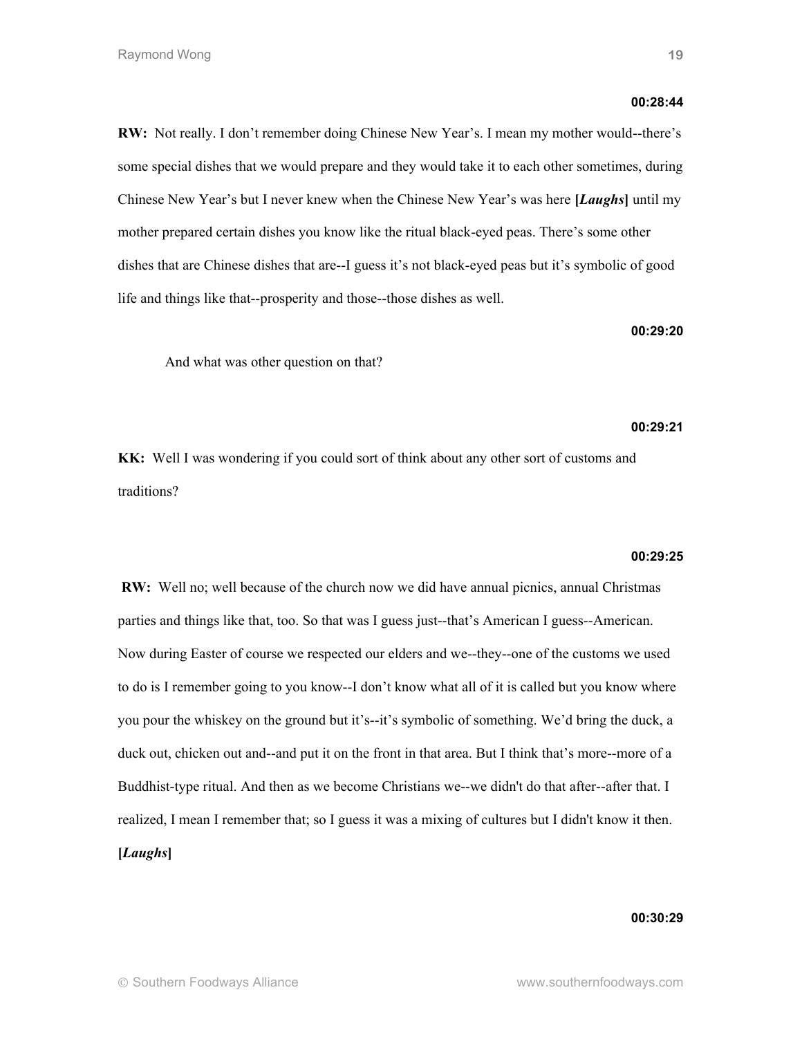**00:28:44**

**RW:** Not really. I don't remember doing Chinese New Year's. I mean my mother would--there's some special dishes that we would prepare and they would take it to each other sometimes, during Chinese New Year's but I never knew when the Chinese New Year's was here **[*Laughs*]** until my mother prepared certain dishes you know like the ritual black-eyed peas. There's some other dishes that are Chinese dishes that are--I guess it's not black-eyed peas but it's symbolic of good life and things like that--prosperity and those--those dishes as well.

**00:29:20**

And what was other question on that?

**00:29:21**

**KK:** Well I was wondering if you could sort of think about any other sort of customs and traditions?

**00:29:25**

**RW:** Well no; well because of the church now we did have annual picnics, annual Christmas parties and things like that, too. So that was I guess just--that's American I guess--American. Now during Easter of course we respected our elders and we--they--one of the customs we used to do is I remember going to you know--I don't know what all of it is called but you know where you pour the whiskey on the ground but it's--it's symbolic of something. We'd bring the duck, a duck out, chicken out and--and put it on the front in that area. But I think that's more--more of a Buddhist-type ritual. And then as we become Christians we--we didn't do that after--after that. I realized, I mean I remember that; so I guess it was a mixing of cultures but I didn't know it then. **[*Laughs*]**

**00:30:29**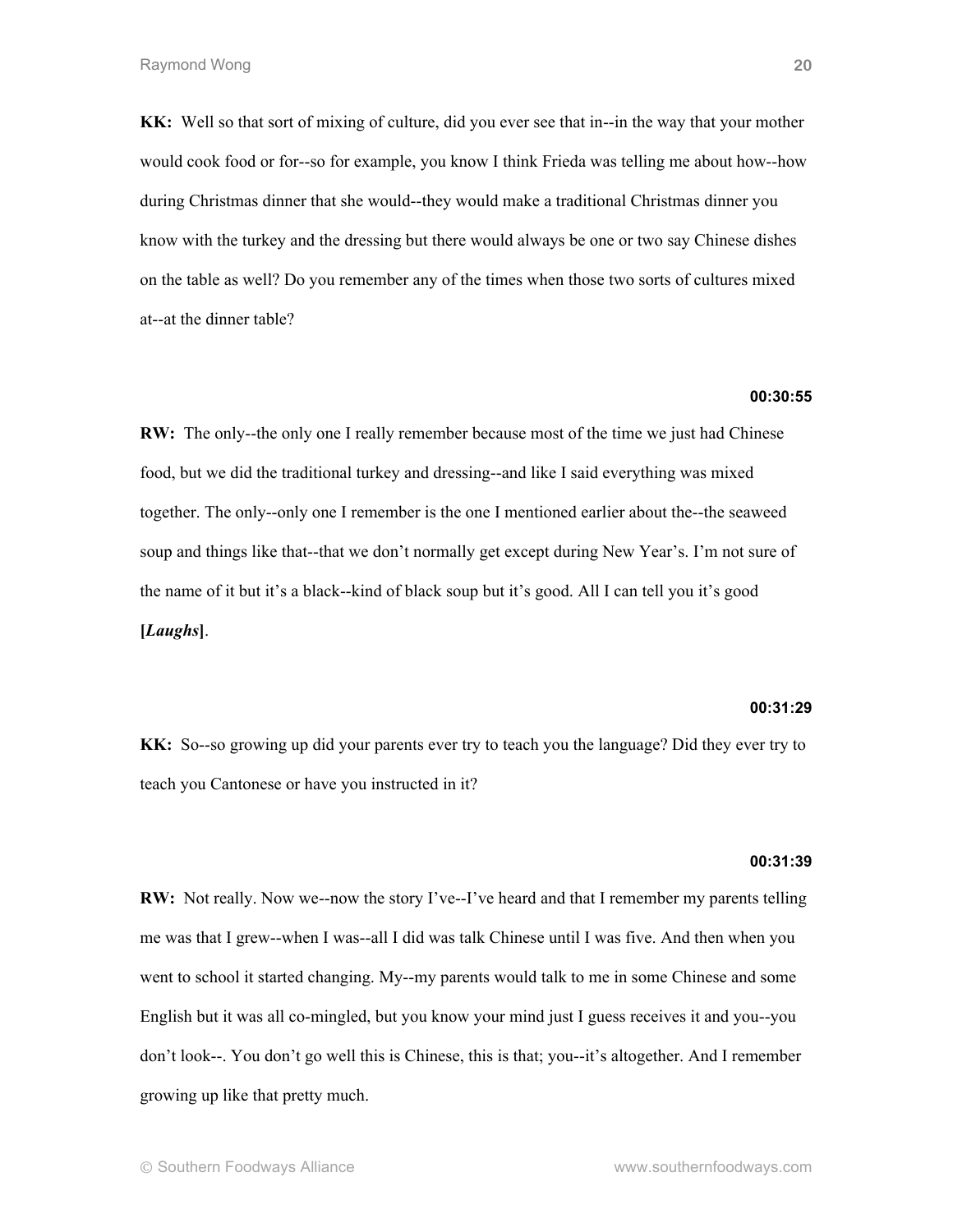**KK:** Well so that sort of mixing of culture, did you ever see that in--in the way that your mother would cook food or for--so for example, you know I think Frieda was telling me about how--how during Christmas dinner that she would--they would make a traditional Christmas dinner you know with the turkey and the dressing but there would always be one or two say Chinese dishes on the table as well? Do you remember any of the times when those two sorts of cultures mixed at--at the dinner table?

**00:30:55**

**RW:** The only--the only one I really remember because most of the time we just had Chinese food, but we did the traditional turkey and dressing--and like I said everything was mixed together. The only--only one I remember is the one I mentioned earlier about the--the seaweed soup and things like that--that we don't normally get except during New Year's. I'm not sure of the name of it but it's a black--kind of black soup but it's good. All I can tell you it's good **[*Laughs*]**.

**00:31:29**

**KK:** So--so growing up did your parents ever try to teach you the language? Did they ever try to teach you Cantonese or have you instructed in it?

**00:31:39**

**RW:** Not really. Now we--now the story I've--I've heard and that I remember my parents telling me was that I grew--when I was--all I did was talk Chinese until I was five. And then when you went to school it started changing. My--my parents would talk to me in some Chinese and some English but it was all co-mingled, but you know your mind just I guess receives it and you--you don't look--. You don't go well this is Chinese, this is that; you--it's altogether. And I remember growing up like that pretty much.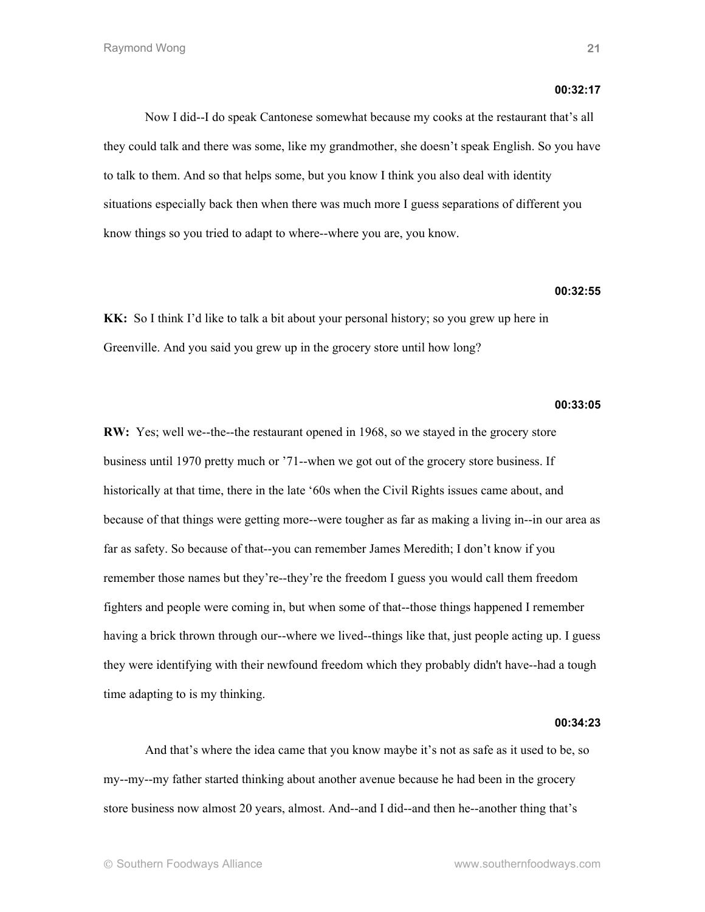**00:32:17**

Now I did--I do speak Cantonese somewhat because my cooks at the restaurant that's all they could talk and there was some, like my grandmother, she doesn't speak English. So you have to talk to them. And so that helps some, but you know I think you also deal with identity situations especially back then when there was much more I guess separations of different you know things so you tried to adapt to where--where you are, you know.

**00:32:55**

**KK:** So I think I'd like to talk a bit about your personal history; so you grew up here in Greenville. And you said you grew up in the grocery store until how long?

**00:33:05**

**RW:** Yes; well we--the--the restaurant opened in 1968, so we stayed in the grocery store business until 1970 pretty much or '71--when we got out of the grocery store business. If historically at that time, there in the late '60s when the Civil Rights issues came about, and because of that things were getting more--were tougher as far as making a living in--in our area as far as safety. So because of that--you can remember James Meredith; I don't know if you remember those names but they're--they're the freedom I guess you would call them freedom fighters and people were coming in, but when some of that--those things happened I remember having a brick thrown through our--where we lived--things like that, just people acting up. I guess they were identifying with their newfound freedom which they probably didn't have--had a tough time adapting to is my thinking.

**00:34:23**

And that's where the idea came that you know maybe it's not as safe as it used to be, so my--my--my father started thinking about another avenue because he had been in the grocery store business now almost 20 years, almost. And--and I did--and then he--another thing that's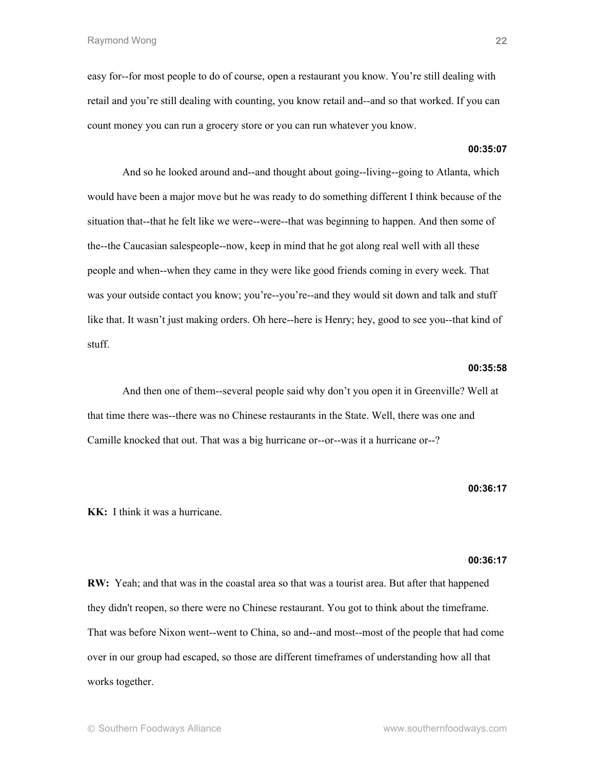easy for--for most people to do of course, open a restaurant you know. You're still dealing with retail and you're still dealing with counting, you know retail and--and so that worked. If you can count money you can run a grocery store or you can run whatever you know.

**00:35:07**

And so he looked around and--and thought about going--living--going to Atlanta, which would have been a major move but he was ready to do something different I think because of the situation that--that he felt like we were--were--that was beginning to happen. And then some of the--the Caucasian salespeople--now, keep in mind that he got along real well with all these people and when--when they came in they were like good friends coming in every week. That was your outside contact you know; you're--you're--and they would sit down and talk and stuff like that. It wasn't just making orders. Oh here--here is Henry; hey, good to see you--that kind of stuff.

**00:35:58**

And then one of them--several people said why don't you open it in Greenville? Well at that time there was--there was no Chinese restaurants in the State. Well, there was one and Camille knocked that out. That was a big hurricane or--or--was it a hurricane or--?

**00:36:17**

**KK:** I think it was a hurricane.

**00:36:17**

**RW:** Yeah; and that was in the coastal area so that was a tourist area. But after that happened they didn't reopen, so there were no Chinese restaurant. You got to think about the timeframe. That was before Nixon went--went to China, so and--and most--most of the people that had come over in our group had escaped, so those are different timeframes of understanding how all that works together.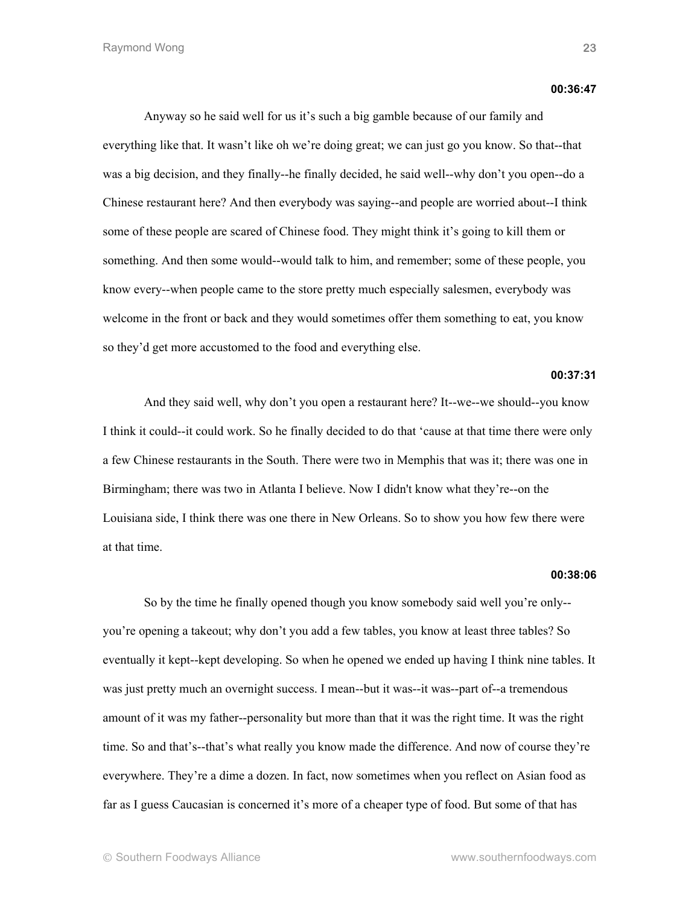**00:36:47**

Anyway so he said well for us it's such a big gamble because of our family and everything like that. It wasn't like oh we're doing great; we can just go you know. So that--that was a big decision, and they finally--he finally decided, he said well--why don't you open--do a Chinese restaurant here? And then everybody was saying--and people are worried about--I think some of these people are scared of Chinese food. They might think it's going to kill them or something. And then some would--would talk to him, and remember; some of these people, you know every--when people came to the store pretty much especially salesmen, everybody was welcome in the front or back and they would sometimes offer them something to eat, you know so they'd get more accustomed to the food and everything else.

**00:37:31**

And they said well, why don't you open a restaurant here? It--we--we should--you know I think it could--it could work. So he finally decided to do that 'cause at that time there were only a few Chinese restaurants in the South. There were two in Memphis that was it; there was one in Birmingham; there was two in Atlanta I believe. Now I didn't know what they're--on the Louisiana side, I think there was one there in New Orleans. So to show you how few there were at that time.

**00:38:06**

So by the time he finally opened though you know somebody said well you're only--you're opening a takeout; why don't you add a few tables, you know at least three tables? So eventually it kept--kept developing. So when he opened we ended up having I think nine tables. It was just pretty much an overnight success. I mean--but it was--it was--part of--a tremendous amount of it was my father--personality but more than that it was the right time. It was the right time. So and that's--that's what really you know made the difference. And now of course they're everywhere. They're a dime a dozen. In fact, now sometimes when you reflect on Asian food as far as I guess Caucasian is concerned it's more of a cheaper type of food. But some of that has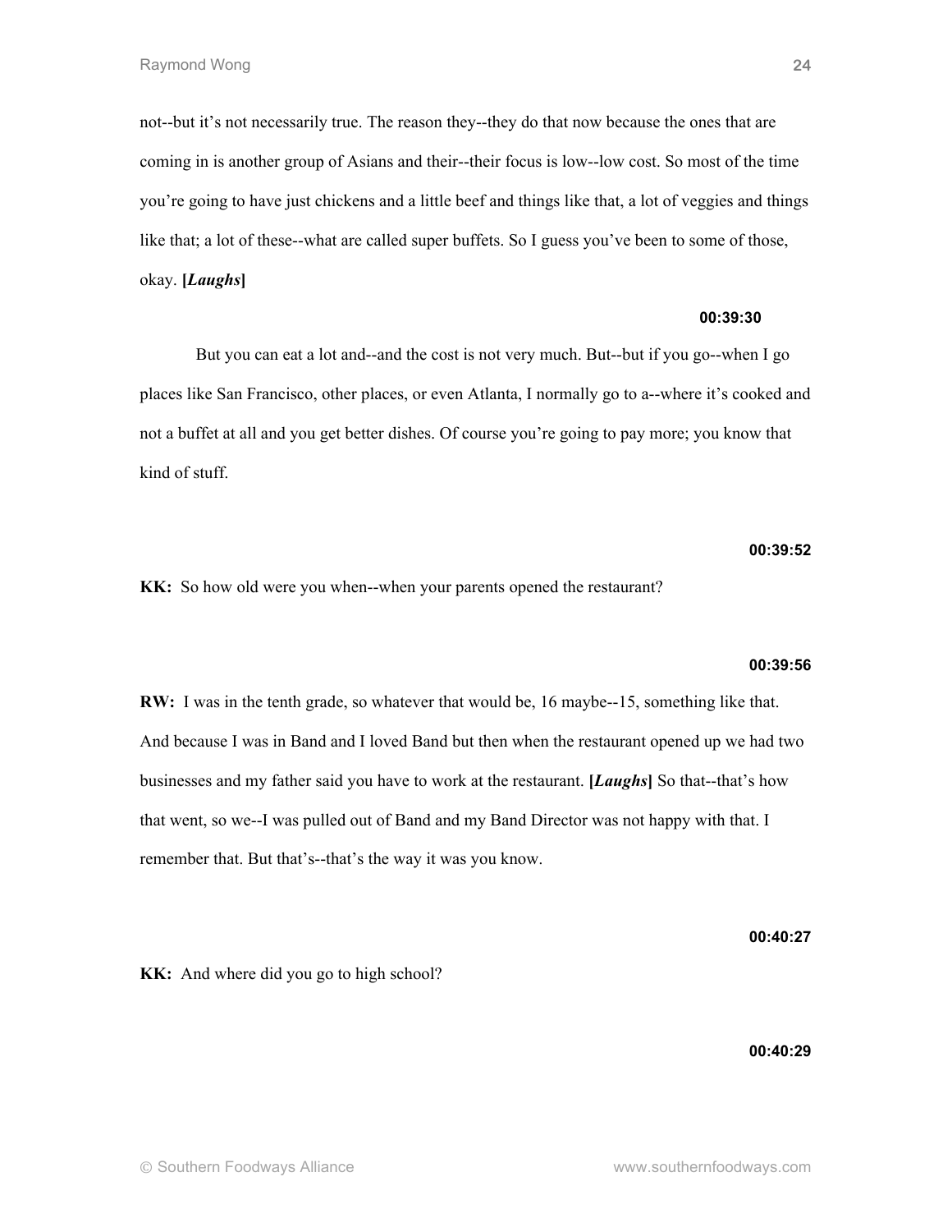not--but it's not necessarily true. The reason they--they do that now because the ones that are coming in is another group of Asians and their--their focus is low--low cost. So most of the time you're going to have just chickens and a little beef and things like that, a lot of veggies and things like that; a lot of these--what are called super buffets. So I guess you've been to some of those, okay. **[*Laughs*]**

**00:39:30**

But you can eat a lot and--and the cost is not very much. But--but if you go--when I go places like San Francisco, other places, or even Atlanta, I normally go to a--where it's cooked and not a buffet at all and you get better dishes. Of course you're going to pay more; you know that kind of stuff.

**00:39:52**

**KK:** So how old were you when--when your parents opened the restaurant?

**00:39:56**

**RW:** I was in the tenth grade, so whatever that would be, 16 maybe--15, something like that. And because I was in Band and I loved Band but then when the restaurant opened up we had two businesses and my father said you have to work at the restaurant. **[*Laughs*]** So that--that's how that went, so we--I was pulled out of Band and my Band Director was not happy with that. I remember that. But that's--that's the way it was you know.

**00:40:27**

**KK:** And where did you go to high school?

**00:40:29**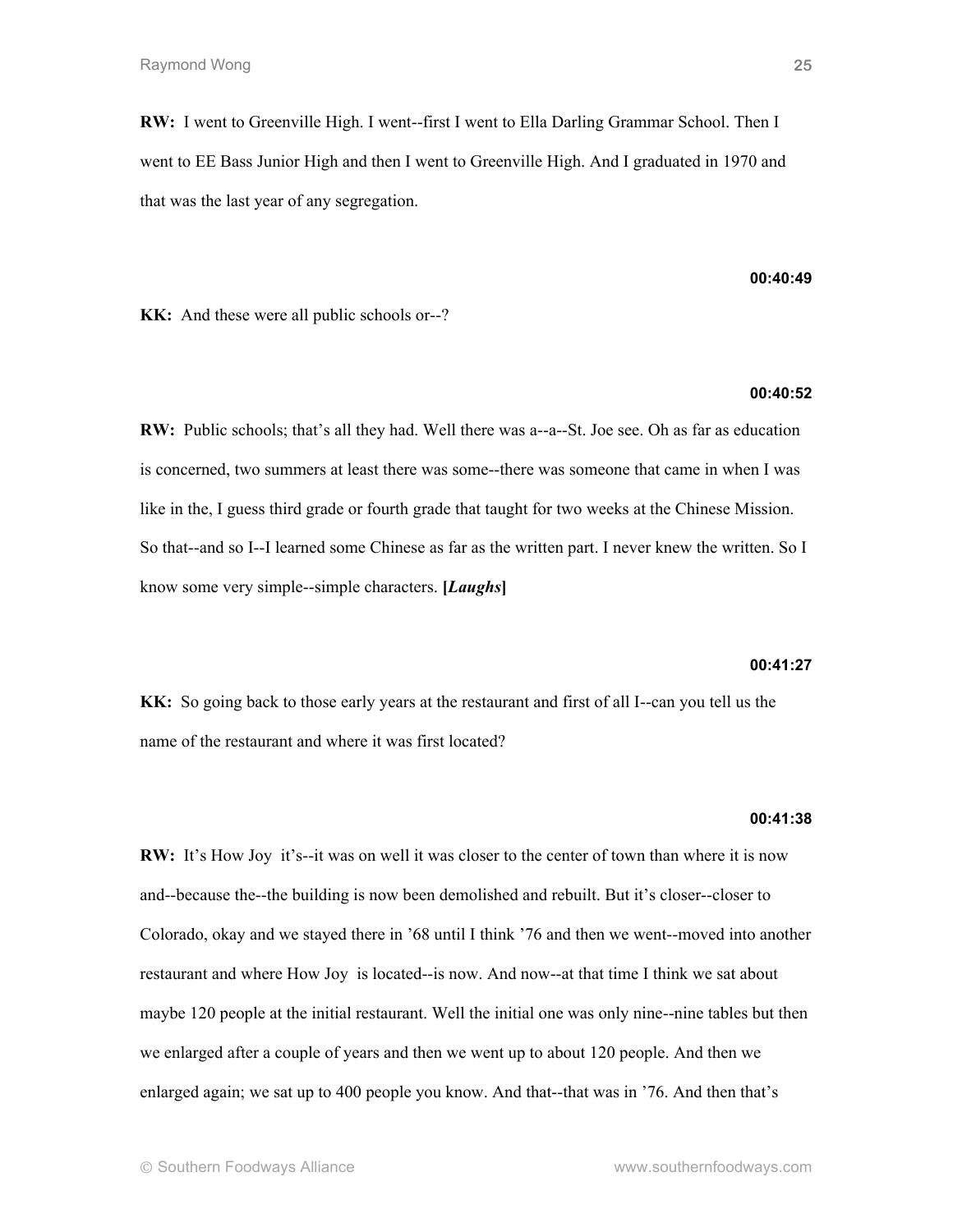**RW:** I went to Greenville High. I went--first I went to Ella Darling Grammar School. Then I went to EE Bass Junior High and then I went to Greenville High. And I graduated in 1970 and that was the last year of any segregation.

**00:40:49**

**KK:** And these were all public schools or--?

**00:40:52**

**RW:** Public schools; that's all they had. Well there was a--a--St. Joe see. Oh as far as education is concerned, two summers at least there was some--there was someone that came in when I was like in the, I guess third grade or fourth grade that taught for two weeks at the Chinese Mission. So that--and so I--I learned some Chinese as far as the written part. I never knew the written. So I know some very simple--simple characters. **[*Laughs*]**

**00:41:27**

**KK:** So going back to those early years at the restaurant and first of all I--can you tell us the name of the restaurant and where it was first located?

**00:41:38**

**RW:** It's How Joy it's--it was on well it was closer to the center of town than where it is now and--because the--the building is now been demolished and rebuilt. But it's closer--closer to Colorado, okay and we stayed there in '68 until I think '76 and then we went--moved into another restaurant and where How Joy is located--is now. And now--at that time I think we sat about maybe 120 people at the initial restaurant. Well the initial one was only nine--nine tables but then we enlarged after a couple of years and then we went up to about 120 people. And then we enlarged again; we sat up to 400 people you know. And that--that was in '76. And then that's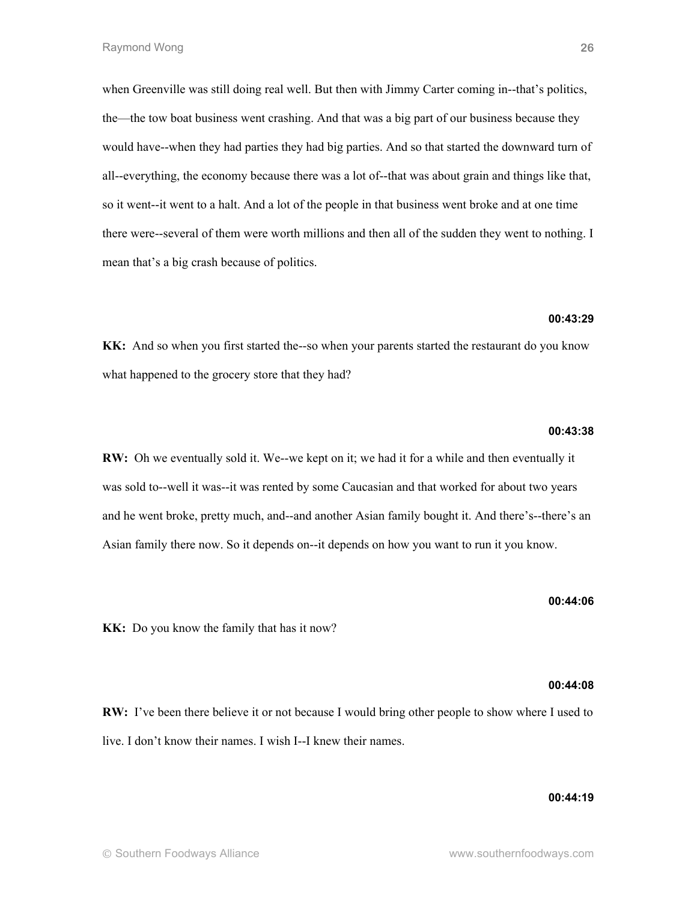when Greenville was still doing real well. But then with Jimmy Carter coming in--that's politics, the—the tow boat business went crashing. And that was a big part of our business because they would have--when they had parties they had big parties. And so that started the downward turn of all--everything, the economy because there was a lot of--that was about grain and things like that, so it went--it went to a halt. And a lot of the people in that business went broke and at one time there were--several of them were worth millions and then all of the sudden they went to nothing. I mean that's a big crash because of politics.

**00:43:29**

**KK:** And so when you first started the--so when your parents started the restaurant do you know what happened to the grocery store that they had?

**00:43:38**

**RW:** Oh we eventually sold it. We--we kept on it; we had it for a while and then eventually it was sold to--well it was--it was rented by some Caucasian and that worked for about two years and he went broke, pretty much, and--and another Asian family bought it. And there's--there's an Asian family there now. So it depends on--it depends on how you want to run it you know.

**00:44:06**

**KK:** Do you know the family that has it now?

**00:44:08**

**RW:** I've been there believe it or not because I would bring other people to show where I used to live. I don't know their names. I wish I--I knew their names.

**00:44:19**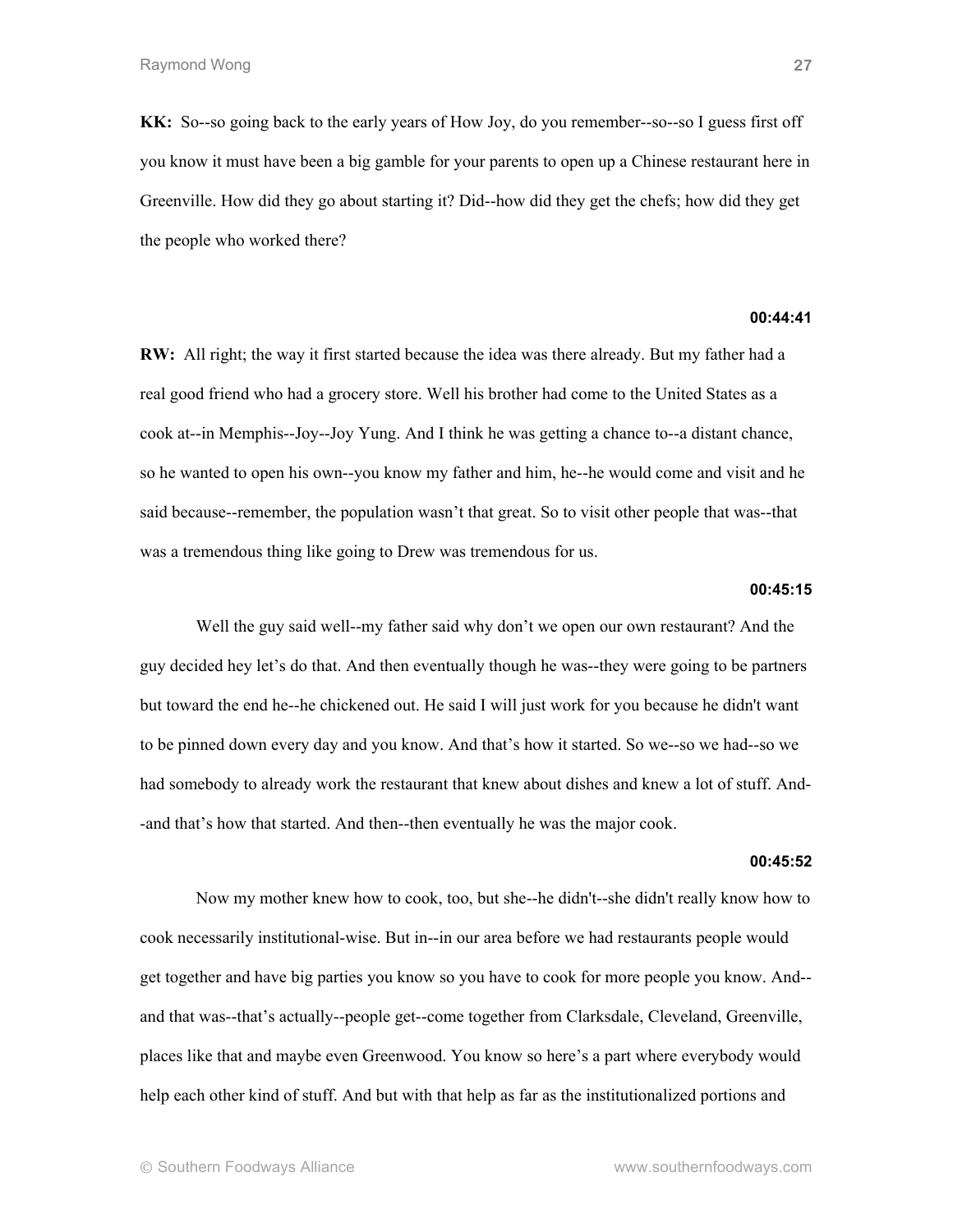**KK:** So--so going back to the early years of How Joy, do you remember--so--so I guess first off you know it must have been a big gamble for your parents to open up a Chinese restaurant here in Greenville. How did they go about starting it? Did--how did they get the chefs; how did they get the people who worked there?

**00:44:41**

**RW:** All right; the way it first started because the idea was there already. But my father had a real good friend who had a grocery store. Well his brother had come to the United States as a cook at--in Memphis--Joy--Joy Yung. And I think he was getting a chance to--a distant chance, so he wanted to open his own--you know my father and him, he--he would come and visit and he said because--remember, the population wasn't that great. So to visit other people that was--that was a tremendous thing like going to Drew was tremendous for us.

**00:45:15**

Well the guy said well--my father said why don't we open our own restaurant? And the guy decided hey let's do that. And then eventually though he was--they were going to be partners but toward the end he--he chickened out. He said I will just work for you because he didn't want to be pinned down every day and you know. And that's how it started. So we--so we had--so we had somebody to already work the restaurant that knew about dishes and knew a lot of stuff. And--and that's how that started. And then--then eventually he was the major cook.

**00:45:52**

Now my mother knew how to cook, too, but she--he didn't--she didn't really know how to cook necessarily institutional-wise. But in--in our area before we had restaurants people would get together and have big parties you know so you have to cook for more people you know. And--and that was--that's actually--people get--come together from Clarksdale, Cleveland, Greenville, places like that and maybe even Greenwood. You know so here's a part where everybody would help each other kind of stuff. And but with that help as far as the institutionalized portions and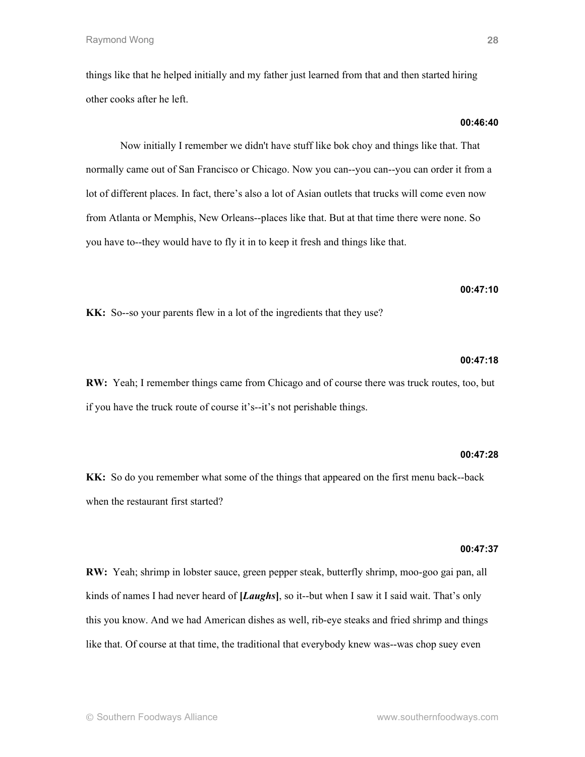things like that he helped initially and my father just learned from that and then started hiring other cooks after he left.

**00:46:40**

Now initially I remember we didn't have stuff like bok choy and things like that. That normally came out of San Francisco or Chicago. Now you can--you can--you can order it from a lot of different places. In fact, there's also a lot of Asian outlets that trucks will come even now from Atlanta or Memphis, New Orleans--places like that. But at that time there were none. So you have to--they would have to fly it in to keep it fresh and things like that.

**00:47:10**

**KK:** So--so your parents flew in a lot of the ingredients that they use?

**00:47:18**

**RW:** Yeah; I remember things came from Chicago and of course there was truck routes, too, but if you have the truck route of course it's--it's not perishable things.

**00:47:28**

**KK:** So do you remember what some of the things that appeared on the first menu back--back when the restaurant first started?

**00:47:37**

**RW:** Yeah; shrimp in lobster sauce, green pepper steak, butterfly shrimp, moo-goo gai pan, all kinds of names I had never heard of **[*Laughs*]**, so it--but when I saw it I said wait. That's only this you know. And we had American dishes as well, rib-eye steaks and fried shrimp and things like that. Of course at that time, the traditional that everybody knew was--was chop suey even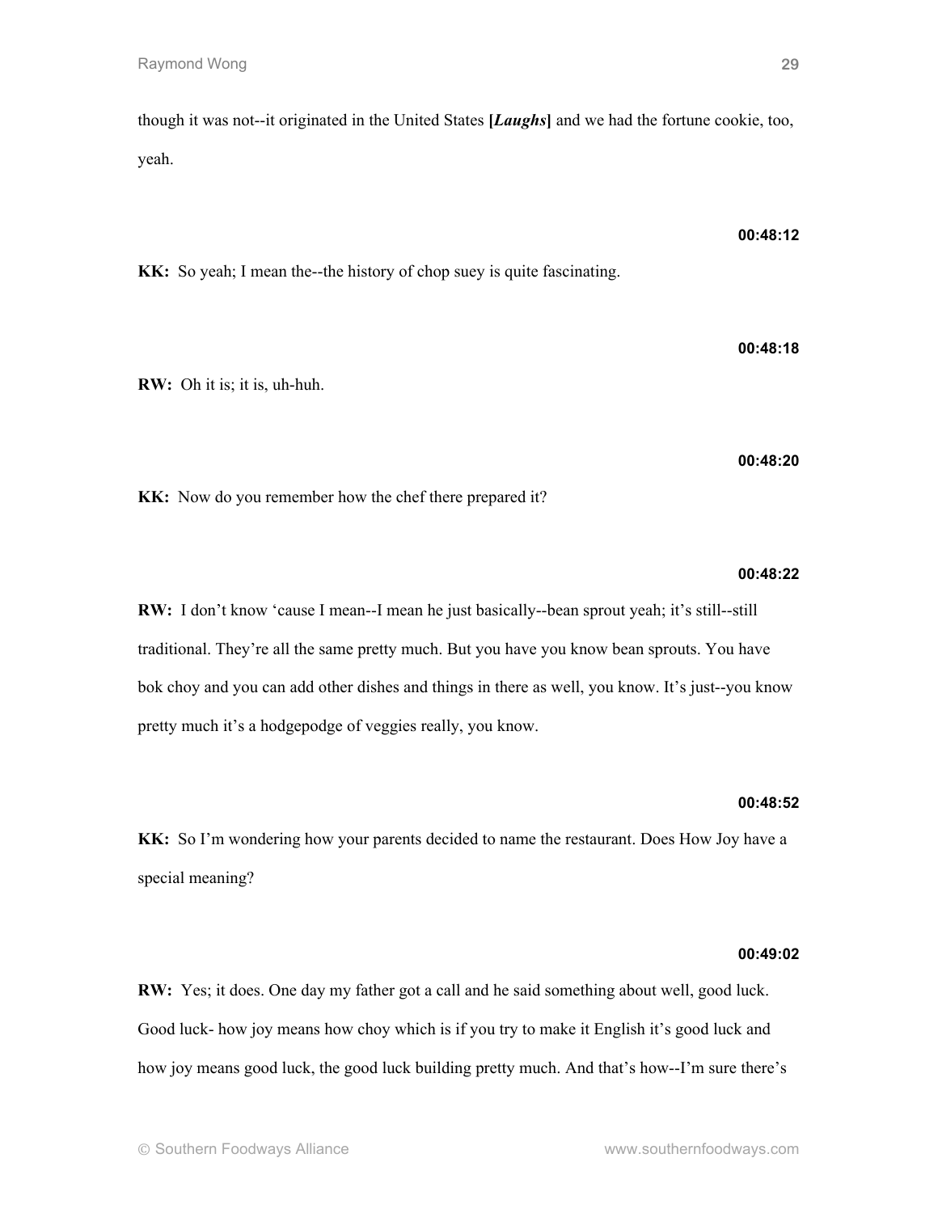though it was not--it originated in the United States [***Laughs***] and we had the fortune cookie, too, yeah.

**00:48:12**

**KK:** So yeah; I mean the--the history of chop suey is quite fascinating.

**00:48:18**

**RW:** Oh it is; it is, uh-huh.

**00:48:20**

**KK:** Now do you remember how the chef there prepared it?

**00:48:22**

**RW:** I don't know 'cause I mean--I mean he just basically--bean sprout yeah; it's still--still traditional. They're all the same pretty much. But you have you know bean sprouts. You have bok choy and you can add other dishes and things in there as well, you know. It's just--you know pretty much it's a hodgepodge of veggies really, you know.

**00:48:52**

**KK:** So I'm wondering how your parents decided to name the restaurant. Does How Joy have a special meaning?

**00:49:02**

**RW:** Yes; it does. One day my father got a call and he said something about well, good luck. Good luck- how joy means how choy which is if you try to make it English it's good luck and how joy means good luck, the good luck building pretty much. And that's how--I'm sure there's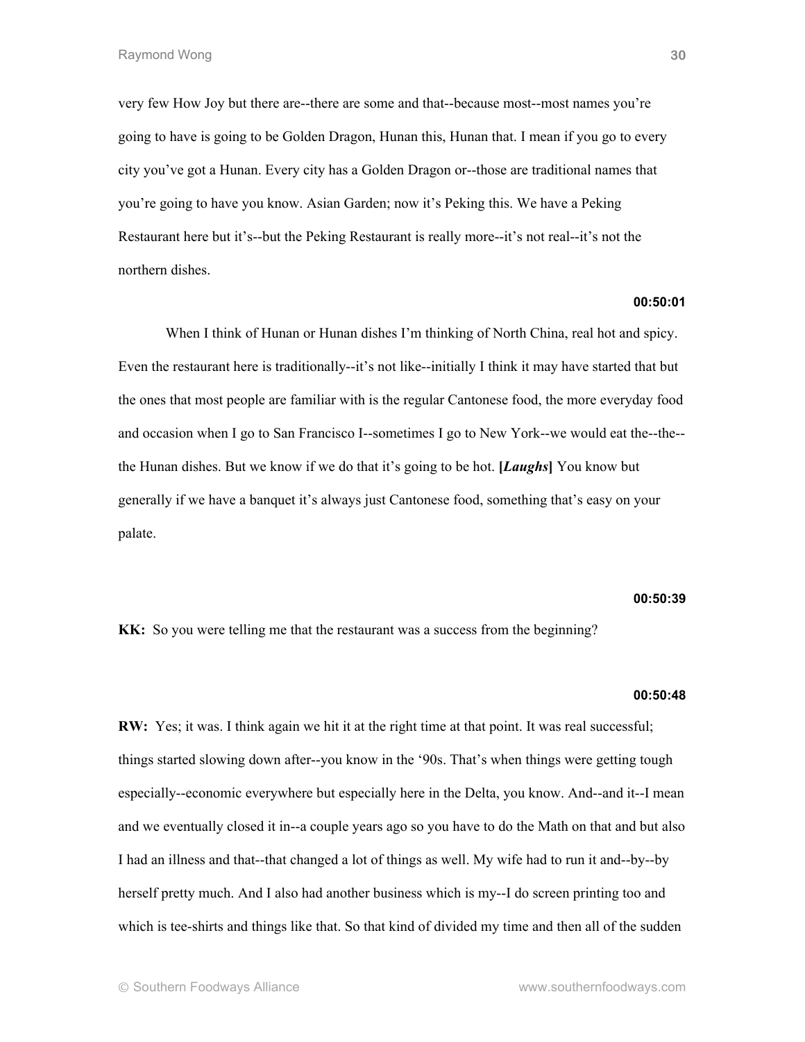very few How Joy but there are--there are some and that--because most--most names you're going to have is going to be Golden Dragon, Hunan this, Hunan that. I mean if you go to every city you've got a Hunan. Every city has a Golden Dragon or--those are traditional names that you're going to have you know. Asian Garden; now it's Peking this. We have a Peking Restaurant here but it's--but the Peking Restaurant is really more--it's not real--it's not the northern dishes.

**00:50:01**

When I think of Hunan or Hunan dishes I'm thinking of North China, real hot and spicy. Even the restaurant here is traditionally--it's not like--initially I think it may have started that but the ones that most people are familiar with is the regular Cantonese food, the more everyday food and occasion when I go to San Francisco I--sometimes I go to New York--we would eat the--the--the Hunan dishes. But we know if we do that it's going to be hot. **[*Laughs*]** You know but generally if we have a banquet it's always just Cantonese food, something that's easy on your palate.

**00:50:39**

**KK:** So you were telling me that the restaurant was a success from the beginning?

**00:50:48**

**RW:** Yes; it was. I think again we hit it at the right time at that point. It was real successful; things started slowing down after--you know in the '90s. That's when things were getting tough especially--economic everywhere but especially here in the Delta, you know. And--and it--I mean and we eventually closed it in--a couple years ago so you have to do the Math on that and but also I had an illness and that--that changed a lot of things as well. My wife had to run it and--by--by herself pretty much. And I also had another business which is my--I do screen printing too and which is tee-shirts and things like that. So that kind of divided my time and then all of the sudden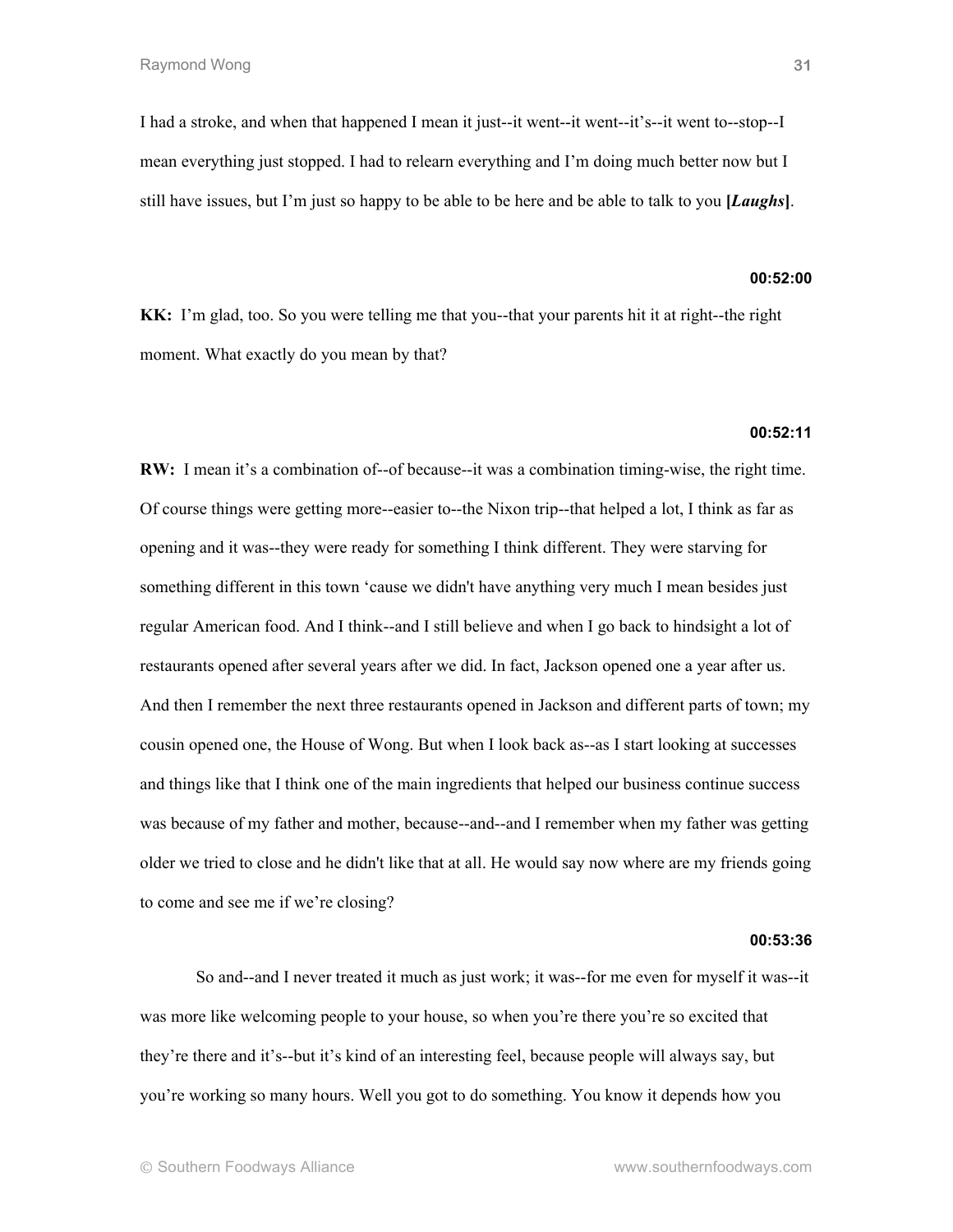I had a stroke, and when that happened I mean it just--it went--it went--it's--it went to--stop--I mean everything just stopped. I had to relearn everything and I'm doing much better now but I still have issues, but I'm just so happy to be able to be here and be able to talk to you **[*Laughs*]**.

**00:52:00**

**KK:** I'm glad, too. So you were telling me that you--that your parents hit it at right--the right moment. What exactly do you mean by that?

**00:52:11**

**RW:** I mean it's a combination of--of because--it was a combination timing-wise, the right time. Of course things were getting more--easier to--the Nixon trip--that helped a lot, I think as far as opening and it was--they were ready for something I think different. They were starving for something different in this town 'cause we didn't have anything very much I mean besides just regular American food. And I think--and I still believe and when I go back to hindsight a lot of restaurants opened after several years after we did. In fact, Jackson opened one a year after us. And then I remember the next three restaurants opened in Jackson and different parts of town; my cousin opened one, the House of Wong. But when I look back as--as I start looking at successes and things like that I think one of the main ingredients that helped our business continue success was because of my father and mother, because--and--and I remember when my father was getting older we tried to close and he didn't like that at all. He would say now where are my friends going to come and see me if we're closing?

**00:53:36**

So and--and I never treated it much as just work; it was--for me even for myself it was--it was more like welcoming people to your house, so when you're there you're so excited that they're there and it's--but it's kind of an interesting feel, because people will always say, but you're working so many hours. Well you got to do something. You know it depends how you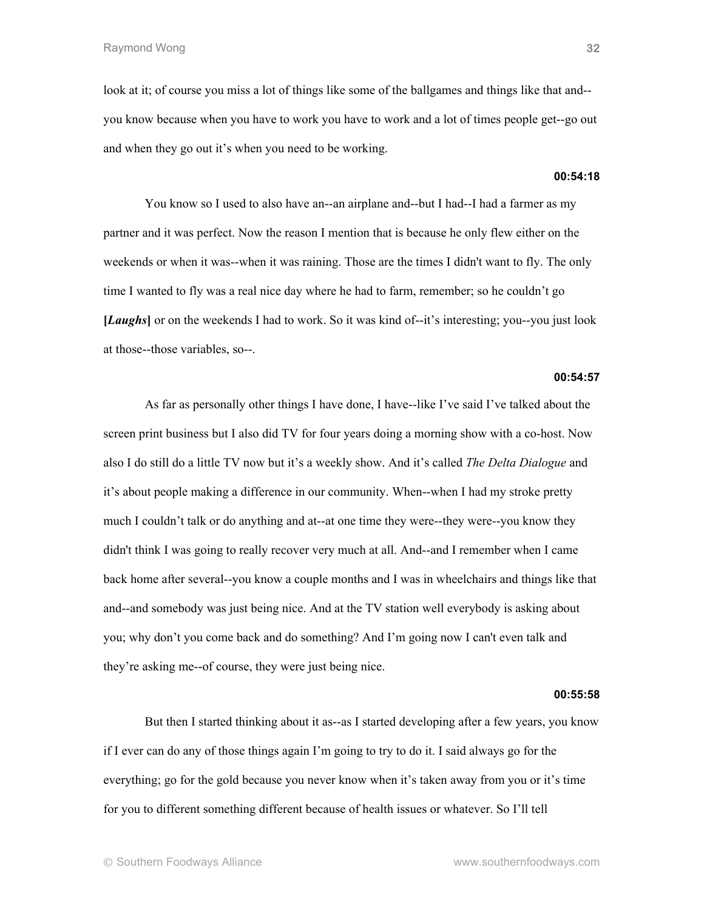look at it; of course you miss a lot of things like some of the ballgames and things like that and--you know because when you have to work you have to work and a lot of times people get--go out and when they go out it's when you need to be working.

**00:54:18**

You know so I used to also have an--an airplane and--but I had--I had a farmer as my partner and it was perfect. Now the reason I mention that is because he only flew either on the weekends or when it was--when it was raining. Those are the times I didn't want to fly. The only time I wanted to fly was a real nice day where he had to farm, remember; so he couldn't go **[*Laughs*]** or on the weekends I had to work. So it was kind of--it's interesting; you--you just look at those--those variables, so--.

**00:54:57**

As far as personally other things I have done, I have--like I've said I've talked about the screen print business but I also did TV for four years doing a morning show with a co-host. Now also I do still do a little TV now but it's a weekly show. And it's called *The Delta Dialogue* and it's about people making a difference in our community. When--when I had my stroke pretty much I couldn't talk or do anything and at--at one time they were--they were--you know they didn't think I was going to really recover very much at all. And--and I remember when I came back home after several--you know a couple months and I was in wheelchairs and things like that and--and somebody was just being nice. And at the TV station well everybody is asking about you; why don't you come back and do something? And I'm going now I can't even talk and they're asking me--of course, they were just being nice.

**00:55:58**

But then I started thinking about it as--as I started developing after a few years, you know if I ever can do any of those things again I'm going to try to do it. I said always go for the everything; go for the gold because you never know when it's taken away from you or it's time for you to different something different because of health issues or whatever. So I'll tell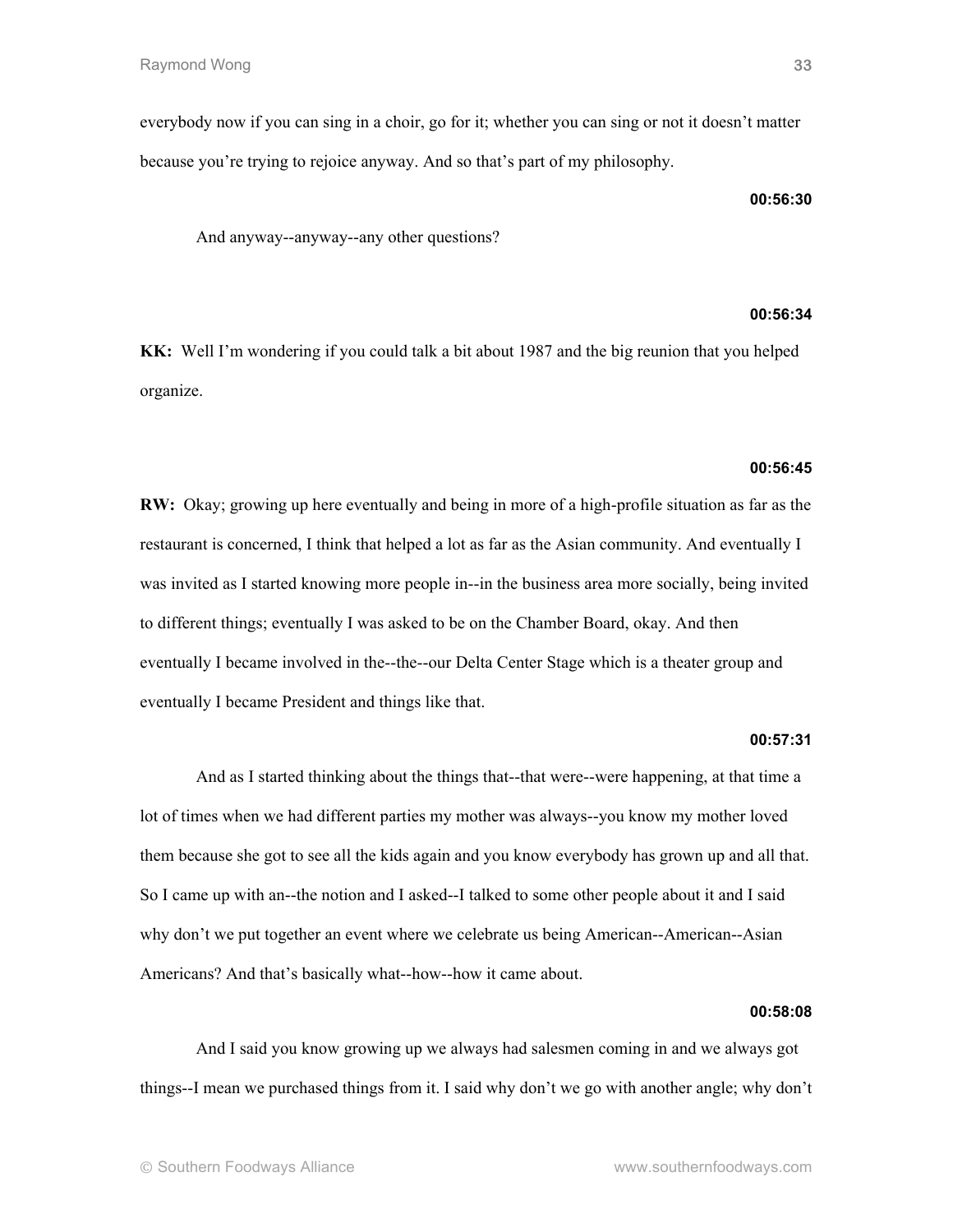everybody now if you can sing in a choir, go for it; whether you can sing or not it doesn't matter because you're trying to rejoice anyway. And so that's part of my philosophy.

**00:56:30**

And anyway--anyway--any other questions?

**00:56:34**

**KK:** Well I'm wondering if you could talk a bit about 1987 and the big reunion that you helped organize.

**00:56:45**

**RW:** Okay; growing up here eventually and being in more of a high-profile situation as far as the restaurant is concerned, I think that helped a lot as far as the Asian community. And eventually I was invited as I started knowing more people in--in the business area more socially, being invited to different things; eventually I was asked to be on the Chamber Board, okay. And then eventually I became involved in the--the--our Delta Center Stage which is a theater group and eventually I became President and things like that.

**00:57:31**

And as I started thinking about the things that--that were--were happening, at that time a lot of times when we had different parties my mother was always--you know my mother loved them because she got to see all the kids again and you know everybody has grown up and all that. So I came up with an--the notion and I asked--I talked to some other people about it and I said why don't we put together an event where we celebrate us being American--American--Asian Americans? And that's basically what--how--how it came about.

**00:58:08**

And I said you know growing up we always had salesmen coming in and we always got things--I mean we purchased things from it. I said why don't we go with another angle; why don't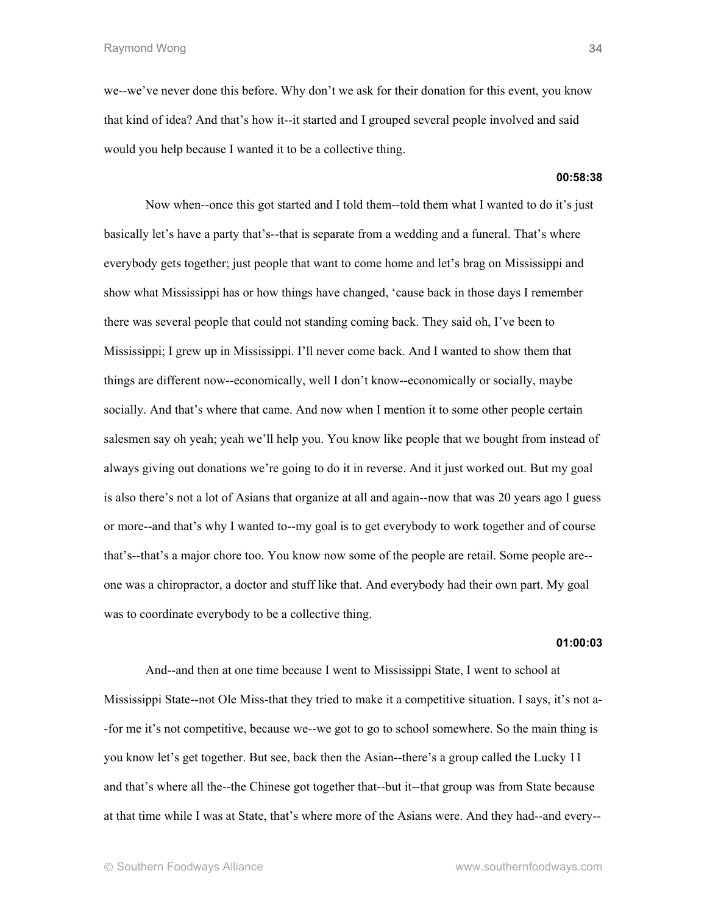we--we've never done this before. Why don't we ask for their donation for this event, you know that kind of idea? And that's how it--it started and I grouped several people involved and said would you help because I wanted it to be a collective thing.

**00:58:38**

Now when--once this got started and I told them--told them what I wanted to do it's just basically let's have a party that's--that is separate from a wedding and a funeral. That's where everybody gets together; just people that want to come home and let's brag on Mississippi and show what Mississippi has or how things have changed, 'cause back in those days I remember there was several people that could not standing coming back. They said oh, I've been to Mississippi; I grew up in Mississippi. I'll never come back. And I wanted to show them that things are different now--economically, well I don't know--economically or socially, maybe socially. And that's where that came. And now when I mention it to some other people certain salesmen say oh yeah; yeah we'll help you. You know like people that we bought from instead of always giving out donations we're going to do it in reverse. And it just worked out. But my goal is also there's not a lot of Asians that organize at all and again--now that was 20 years ago I guess or more--and that's why I wanted to--my goal is to get everybody to work together and of course that's--that's a major chore too. You know now some of the people are retail. Some people are--one was a chiropractor, a doctor and stuff like that. And everybody had their own part. My goal was to coordinate everybody to be a collective thing.

**01:00:03**

And--and then at one time because I went to Mississippi State, I went to school at Mississippi State--not Ole Miss-that they tried to make it a competitive situation. I says, it's not a--for me it's not competitive, because we--we got to go to school somewhere. So the main thing is you know let's get together. But see, back then the Asian--there's a group called the Lucky 11 and that's where all the--the Chinese got together that--but it--that group was from State because at that time while I was at State, that's where more of the Asians were. And they had--and every--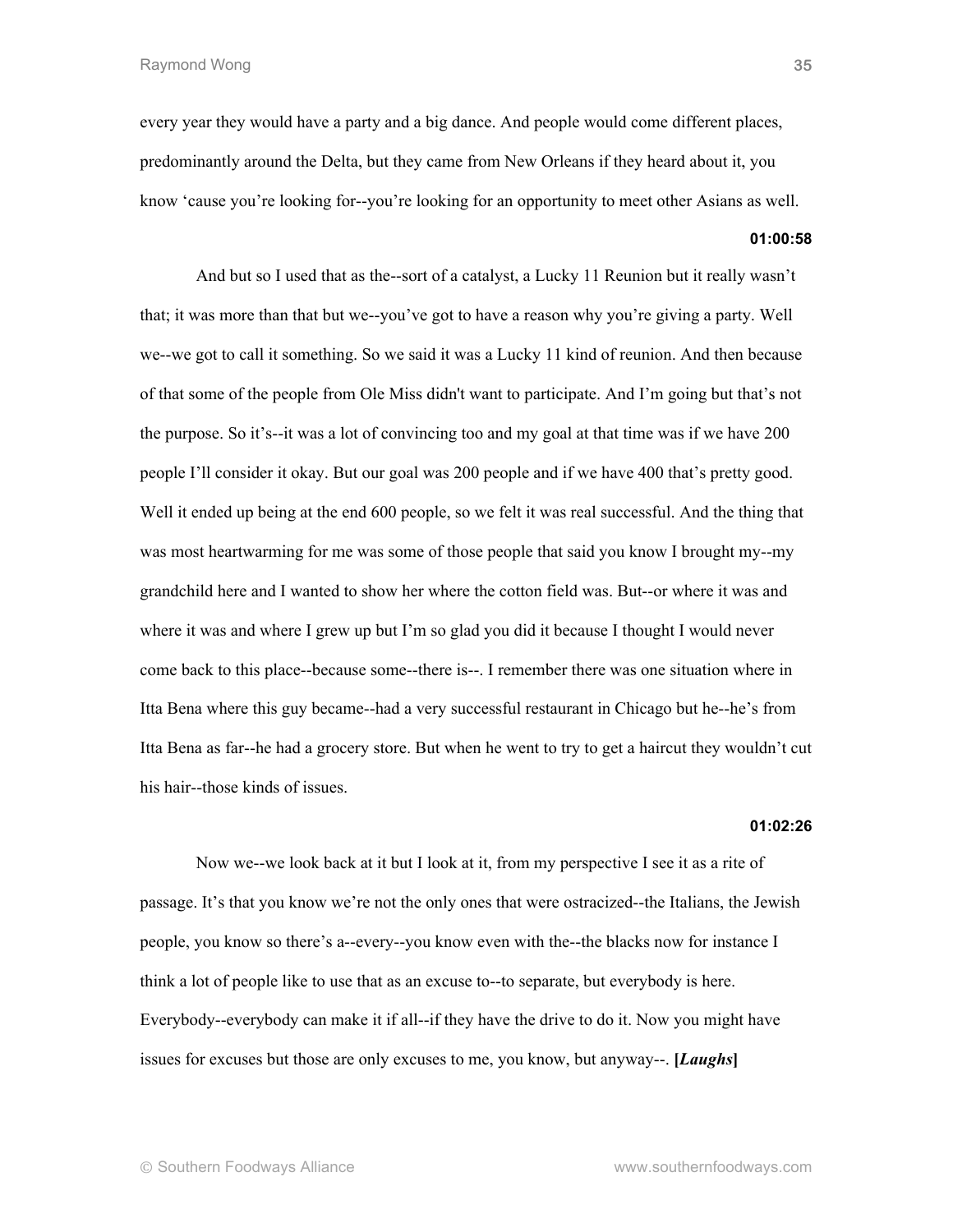every year they would have a party and a big dance. And people would come different places, predominantly around the Delta, but they came from New Orleans if they heard about it, you know 'cause you're looking for--you're looking for an opportunity to meet other Asians as well.

**01:00:58**

And but so I used that as the--sort of a catalyst, a Lucky 11 Reunion but it really wasn't that; it was more than that but we--you've got to have a reason why you're giving a party. Well we--we got to call it something. So we said it was a Lucky 11 kind of reunion. And then because of that some of the people from Ole Miss didn't want to participate. And I'm going but that's not the purpose. So it's--it was a lot of convincing too and my goal at that time was if we have 200 people I'll consider it okay. But our goal was 200 people and if we have 400 that's pretty good. Well it ended up being at the end 600 people, so we felt it was real successful. And the thing that was most heartwarming for me was some of those people that said you know I brought my--my grandchild here and I wanted to show her where the cotton field was. But--or where it was and where it was and where I grew up but I'm so glad you did it because I thought I would never come back to this place--because some--there is--. I remember there was one situation where in Itta Bena where this guy became--had a very successful restaurant in Chicago but he--he's from Itta Bena as far--he had a grocery store. But when he went to try to get a haircut they wouldn't cut his hair--those kinds of issues.

**01:02:26**

Now we--we look back at it but I look at it, from my perspective I see it as a rite of passage. It's that you know we're not the only ones that were ostracized--the Italians, the Jewish people, you know so there's a--every--you know even with the--the blacks now for instance I think a lot of people like to use that as an excuse to--to separate, but everybody is here. Everybody--everybody can make it if all--if they have the drive to do it. Now you might have issues for excuses but those are only excuses to me, you know, but anyway--. **[*Laughs*]**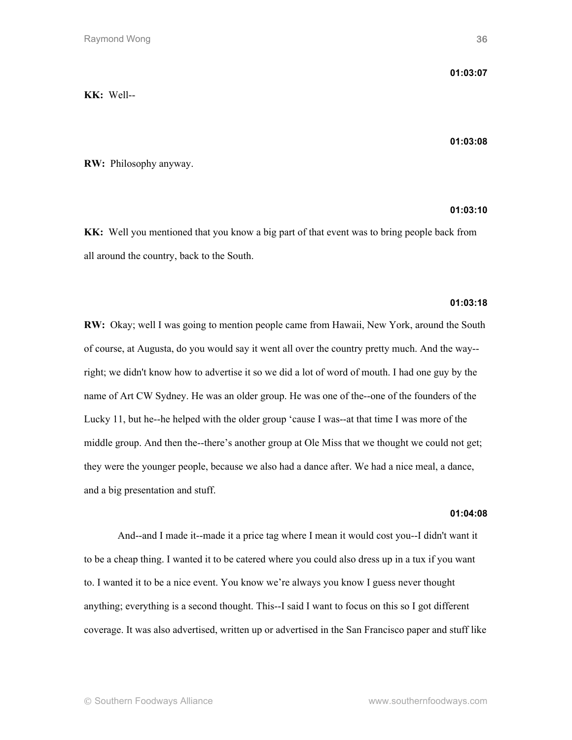**01:03:07**

**KK:** Well--

**01:03:08**

**RW:** Philosophy anyway.

**01:03:10**

**KK:** Well you mentioned that you know a big part of that event was to bring people back from all around the country, back to the South.

**01:03:18**

**RW:** Okay; well I was going to mention people came from Hawaii, New York, around the South of course, at Augusta, do you would say it went all over the country pretty much. And the way--right; we didn't know how to advertise it so we did a lot of word of mouth. I had one guy by the name of Art CW Sydney. He was an older group. He was one of the--one of the founders of the Lucky 11, but he--he helped with the older group 'cause I was--at that time I was more of the middle group. And then the--there's another group at Ole Miss that we thought we could not get; they were the younger people, because we also had a dance after. We had a nice meal, a dance, and a big presentation and stuff.

**01:04:08**

And--and I made it--made it a price tag where I mean it would cost you--I didn't want it to be a cheap thing. I wanted it to be catered where you could also dress up in a tux if you want to. I wanted it to be a nice event. You know we're always you know I guess never thought anything; everything is a second thought. This--I said I want to focus on this so I got different coverage. It was also advertised, written up or advertised in the San Francisco paper and stuff like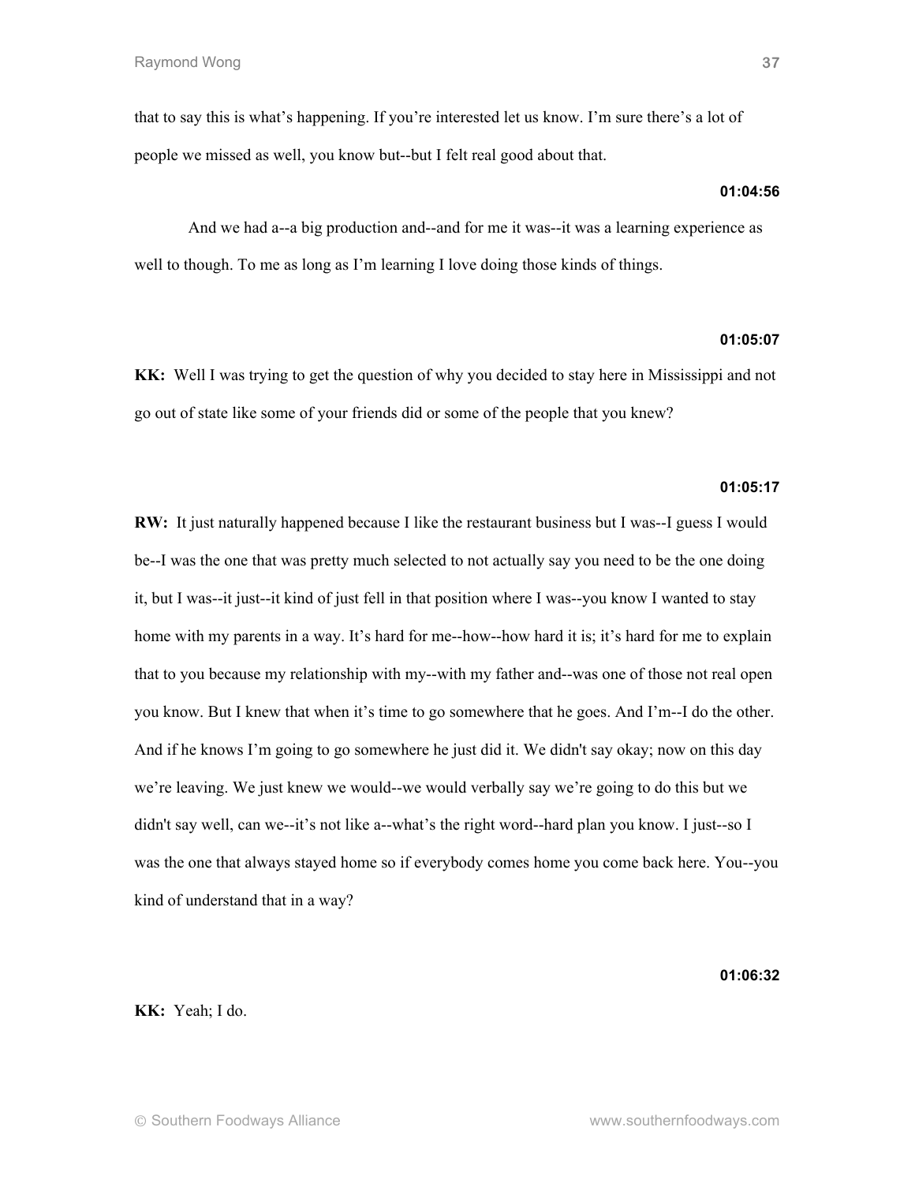that to say this is what's happening. If you're interested let us know. I'm sure there's a lot of people we missed as well, you know but--but I felt real good about that.

**01:04:56**

And we had a--a big production and--and for me it was--it was a learning experience as well to though. To me as long as I'm learning I love doing those kinds of things.

**01:05:07**

**KK:** Well I was trying to get the question of why you decided to stay here in Mississippi and not go out of state like some of your friends did or some of the people that you knew?

**01:05:17**

**RW:** It just naturally happened because I like the restaurant business but I was--I guess I would be--I was the one that was pretty much selected to not actually say you need to be the one doing it, but I was--it just--it kind of just fell in that position where I was--you know I wanted to stay home with my parents in a way. It's hard for me--how--how hard it is; it's hard for me to explain that to you because my relationship with my--with my father and--was one of those not real open you know. But I knew that when it's time to go somewhere that he goes. And I'm--I do the other. And if he knows I'm going to go somewhere he just did it. We didn't say okay; now on this day we're leaving. We just knew we would--we would verbally say we're going to do this but we didn't say well, can we--it's not like a--what's the right word--hard plan you know. I just--so I was the one that always stayed home so if everybody comes home you come back here. You--you kind of understand that in a way?

**01:06:32**

**KK:** Yeah; I do.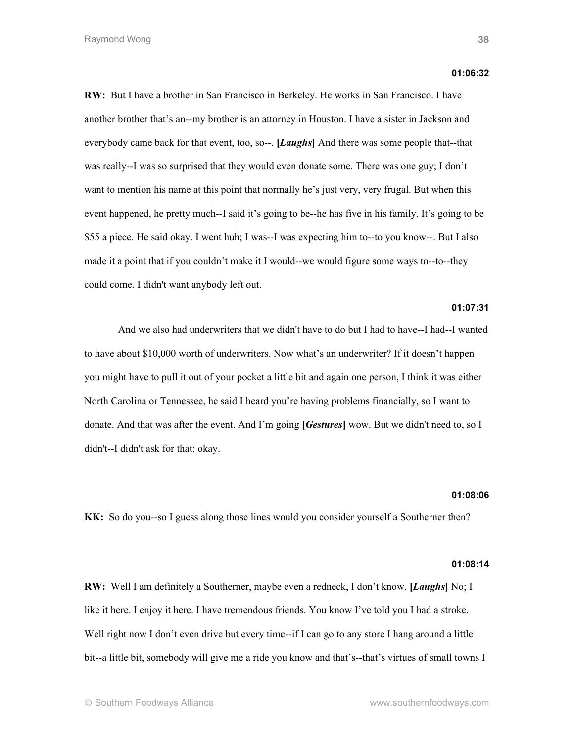**01:06:32**

**RW:** But I have a brother in San Francisco in Berkeley. He works in San Francisco. I have another brother that's an--my brother is an attorney in Houston. I have a sister in Jackson and everybody came back for that event, too, so--. **[*Laughs*]** And there was some people that--that was really--I was so surprised that they would even donate some. There was one guy; I don't want to mention his name at this point that normally he's just very, very frugal. But when this event happened, he pretty much--I said it's going to be--he has five in his family. It's going to be $55 a piece. He said okay. I went huh; I was--I was expecting him to--to you know--. But I also made it a point that if you couldn't make it I would--we would figure some ways to--to--they could come. I didn't want anybody left out.

**01:07:31**

And we also had underwriters that we didn't have to do but I had to have--I had--I wanted to have about $10,000 worth of underwriters. Now what's an underwriter? If it doesn't happen you might have to pull it out of your pocket a little bit and again one person, I think it was either North Carolina or Tennessee, he said I heard you're having problems financially, so I want to donate. And that was after the event. And I'm going **[*Gestures*]** wow. But we didn't need to, so I didn't--I didn't ask for that; okay.

**01:08:06**

**KK:** So do you--so I guess along those lines would you consider yourself a Southerner then?

**01:08:14**

**RW:** Well I am definitely a Southerner, maybe even a redneck, I don't know. **[*Laughs*]** No; I like it here. I enjoy it here. I have tremendous friends. You know I've told you I had a stroke. Well right now I don't even drive but every time--if I can go to any store I hang around a little bit--a little bit, somebody will give me a ride you know and that's--that's virtues of small towns I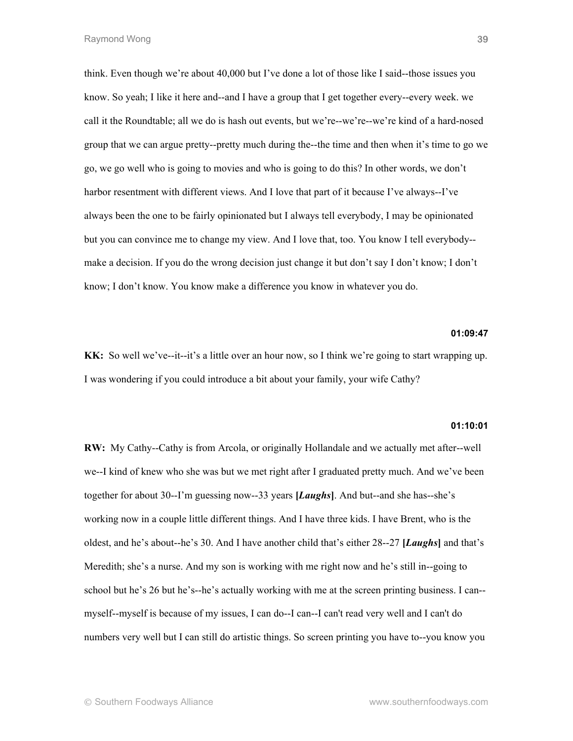think. Even though we're about 40,000 but I've done a lot of those like I said--those issues you know. So yeah; I like it here and--and I have a group that I get together every--every week. we call it the Roundtable; all we do is hash out events, but we're--we're--we're kind of a hard-nosed group that we can argue pretty--pretty much during the--the time and then when it's time to go we go, we go well who is going to movies and who is going to do this? In other words, we don't harbor resentment with different views. And I love that part of it because I've always--I've always been the one to be fairly opinionated but I always tell everybody, I may be opinionated but you can convince me to change my view. And I love that, too. You know I tell everybody--make a decision. If you do the wrong decision just change it but don't say I don't know; I don't know; I don't know. You know make a difference you know in whatever you do.

**01:09:47**

**KK:** So well we've--it--it's a little over an hour now, so I think we're going to start wrapping up. I was wondering if you could introduce a bit about your family, your wife Cathy?

**01:10:01**

**RW:** My Cathy--Cathy is from Arcola, or originally Hollandale and we actually met after--well we--I kind of knew who she was but we met right after I graduated pretty much. And we've been together for about 30--I'm guessing now--33 years **[*Laughs*]**. And but--and she has--she's working now in a couple little different things. And I have three kids. I have Brent, who is the oldest, and he's about--he's 30. And I have another child that's either 28--27 **[*Laughs*]** and that's Meredith; she's a nurse. And my son is working with me right now and he's still in--going to school but he's 26 but he's--he's actually working with me at the screen printing business. I can--myself--myself is because of my issues, I can do--I can--I can't read very well and I can't do numbers very well but I can still do artistic things. So screen printing you have to--you know you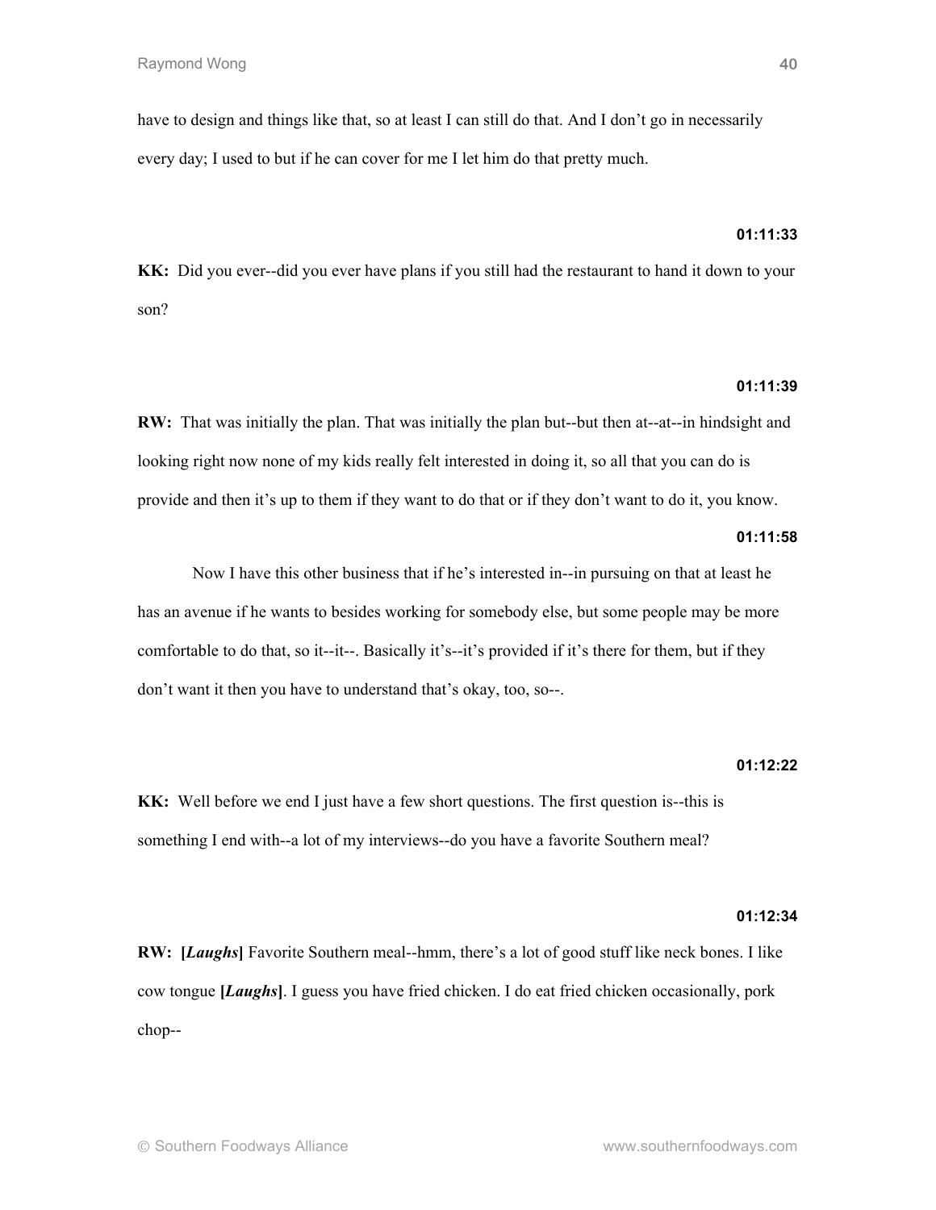have to design and things like that, so at least I can still do that. And I don't go in necessarily every day; I used to but if he can cover for me I let him do that pretty much.

**01:11:33**

**KK:** Did you ever--did you ever have plans if you still had the restaurant to hand it down to your son?

**01:11:39**

**RW:** That was initially the plan. That was initially the plan but--but then at--at--in hindsight and looking right now none of my kids really felt interested in doing it, so all that you can do is provide and then it's up to them if they want to do that or if they don't want to do it, you know.

**01:11:58**

Now I have this other business that if he's interested in--in pursuing on that at least he has an avenue if he wants to besides working for somebody else, but some people may be more comfortable to do that, so it--it--. Basically it's--it's provided if it's there for them, but if they don't want it then you have to understand that's okay, too, so--.

**01:12:22**

**KK:** Well before we end I just have a few short questions. The first question is--this is something I end with--a lot of my interviews--do you have a favorite Southern meal?

**01:12:34**

**RW: [*Laughs*]** Favorite Southern meal--hmm, there's a lot of good stuff like neck bones. I like cow tongue **[*Laughs*]**. I guess you have fried chicken. I do eat fried chicken occasionally, pork chop--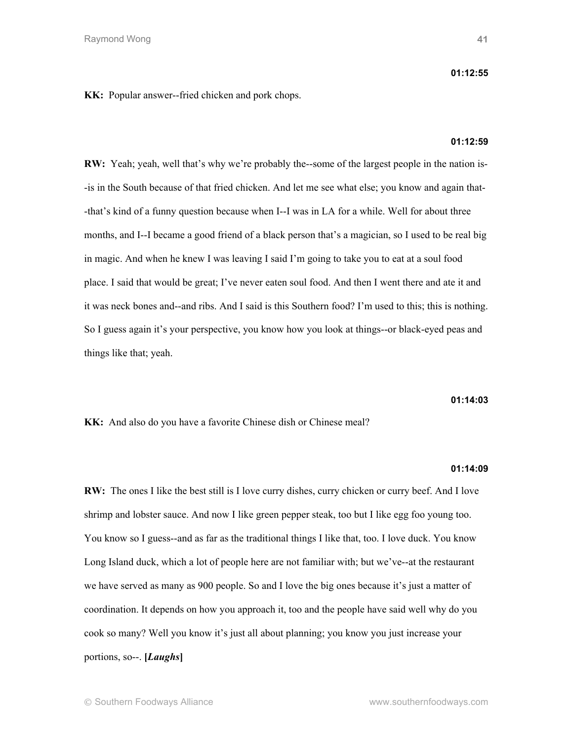**01:12:55**

**KK:** Popular answer--fried chicken and pork chops.

**01:12:59**

**RW:** Yeah; yeah, well that's why we're probably the--some of the largest people in the nation is--is in the South because of that fried chicken. And let me see what else; you know and again that--that's kind of a funny question because when I--I was in LA for a while. Well for about three months, and I--I became a good friend of a black person that's a magician, so I used to be real big in magic. And when he knew I was leaving I said I'm going to take you to eat at a soul food place. I said that would be great; I've never eaten soul food. And then I went there and ate it and it was neck bones and--and ribs. And I said is this Southern food? I'm used to this; this is nothing. So I guess again it's your perspective, you know how you look at things--or black-eyed peas and things like that; yeah.

**01:14:03**

**KK:** And also do you have a favorite Chinese dish or Chinese meal?

**01:14:09**

**RW:** The ones I like the best still is I love curry dishes, curry chicken or curry beef. And I love shrimp and lobster sauce. And now I like green pepper steak, too but I like egg foo young too. You know so I guess--and as far as the traditional things I like that, too. I love duck. You know Long Island duck, which a lot of people here are not familiar with; but we've--at the restaurant we have served as many as 900 people. So and I love the big ones because it's just a matter of coordination. It depends on how you approach it, too and the people have said well why do you cook so many? Well you know it's just all about planning; you know you just increase your portions, so--. **[*Laughs*]**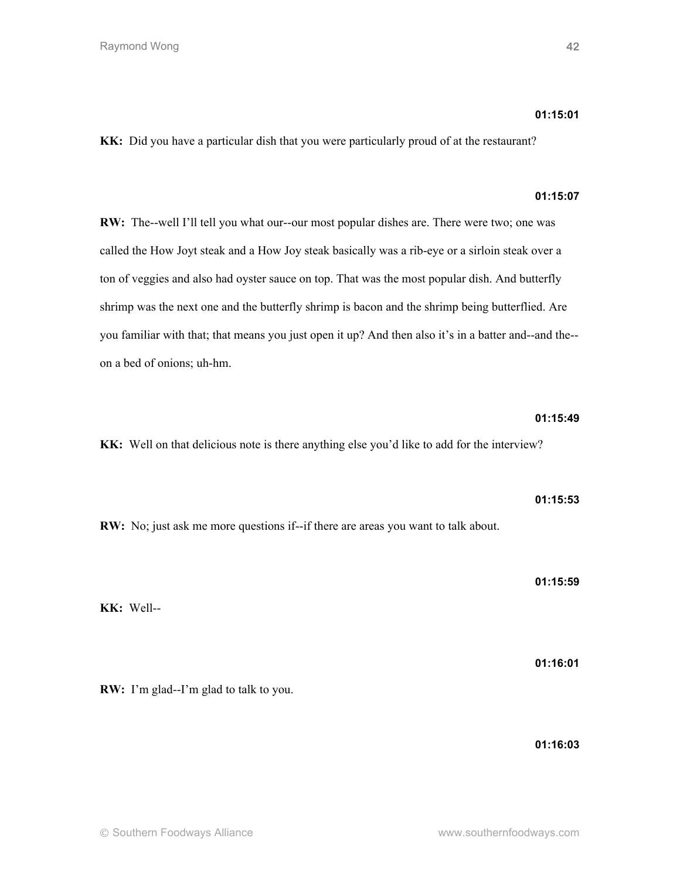**01:15:01**

**KK:** Did you have a particular dish that you were particularly proud of at the restaurant?

**01:15:07**

**RW:** The--well I'll tell you what our--our most popular dishes are. There were two; one was called the How Joyt steak and a How Joy steak basically was a rib-eye or a sirloin steak over a ton of veggies and also had oyster sauce on top. That was the most popular dish. And butterfly shrimp was the next one and the butterfly shrimp is bacon and the shrimp being butterflied. Are you familiar with that; that means you just open it up? And then also it's in a batter and--and the--on a bed of onions; uh-hm.

**01:15:49**

**KK:** Well on that delicious note is there anything else you'd like to add for the interview?

**01:15:53**

**RW:** No; just ask me more questions if--if there are areas you want to talk about.

**01:15:59**

**KK:** Well--

**01:16:01**

**RW:** I'm glad--I'm glad to talk to you.

**01:16:03**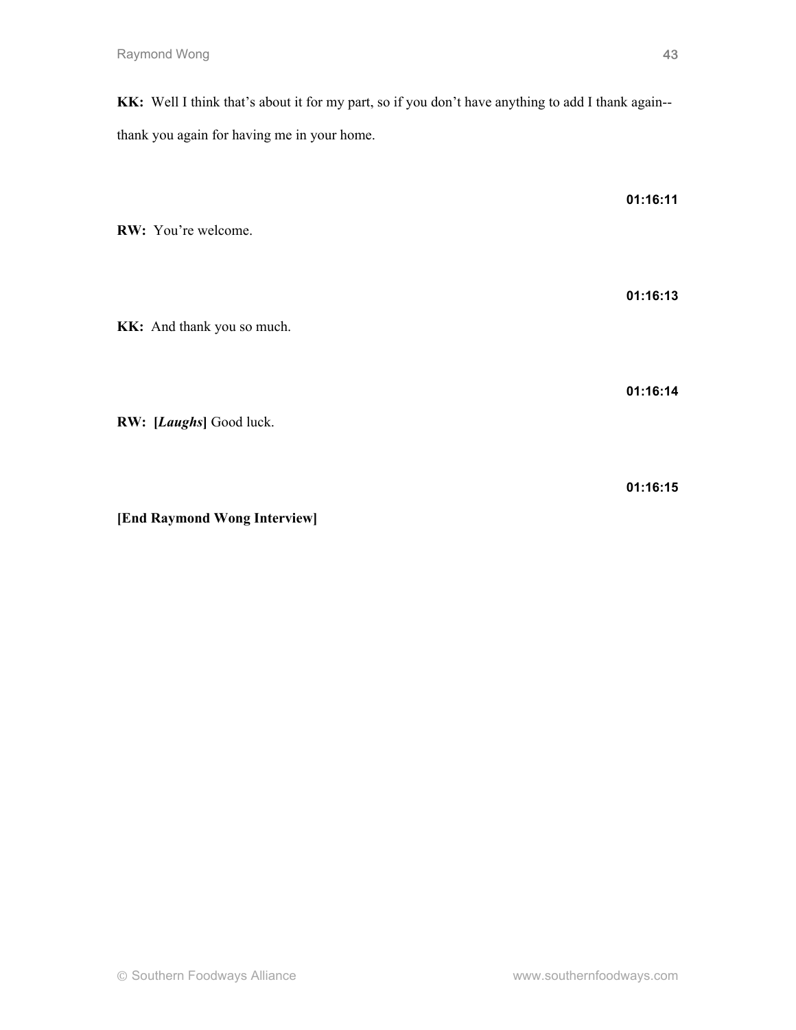**KK:** Well I think that's about it for my part, so if you don't have anything to add I thank again--thank you again for having me in your home.

**01:16:11**

**RW:** You're welcome.

**01:16:13**

**KK:** And thank you so much.

**01:16:14**

**RW: [*Laughs*]** Good luck.

**01:16:15**

**[End Raymond Wong Interview]**